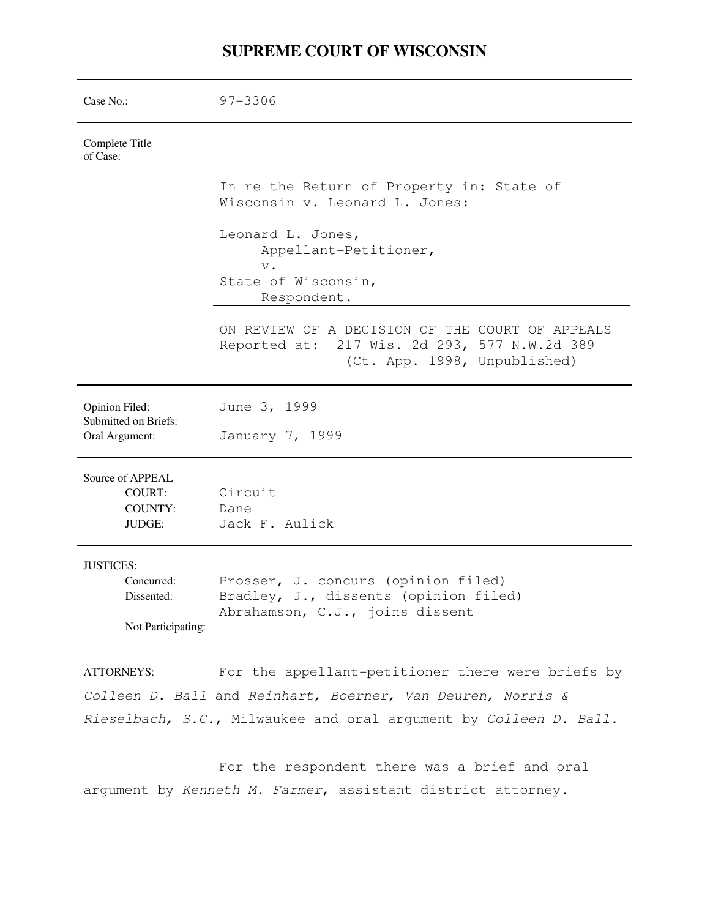# SUPREME COURT OF WISCONSIN

| | |
|---|---|
| Case No.: | 97-3306 |
| Complete Title of Case: | In re the Return of Property in: State of Wisconsin v. Leonard L. Jones:<br><br>Leonard L. Jones,<br>Appellant-Petitioner,<br>v.<br>State of Wisconsin,<br>Respondent. |
| | ON REVIEW OF A DECISION OF THE COURT OF APPEALS<br>Reported at: 217 Wis. 2d 293, 577 N.W.2d 389<br>(Ct. App. 1998, Unpublished) |
| Opinion Filed: | June 3, 1999 |
| Submitted on Briefs: | |
| Oral Argument: | January 7, 1999 |
| Source of APPEAL | |
| COURT: | Circuit |
| COUNTY: | Dane |
| JUDGE: | Jack F. Aulick |
| JUSTICES: | |
| Concurred: | Prosser, J. concurs (opinion filed) |
| Dissented: | Bradley, J., dissents (opinion filed)<br>Abrahamson, C.J., joins dissent |
| Not Participating: | |

ATTORNEYS: For the appellant-petitioner there were briefs by *Colleen D. Ball* and *Reinhart, Boerner, Van Deuren, Norris & Rieselbach, S.C.*, Milwaukee and oral argument by *Colleen D. Ball.*

For the respondent there was a brief and oral argument by *Kenneth M. Farmer*, assistant district attorney.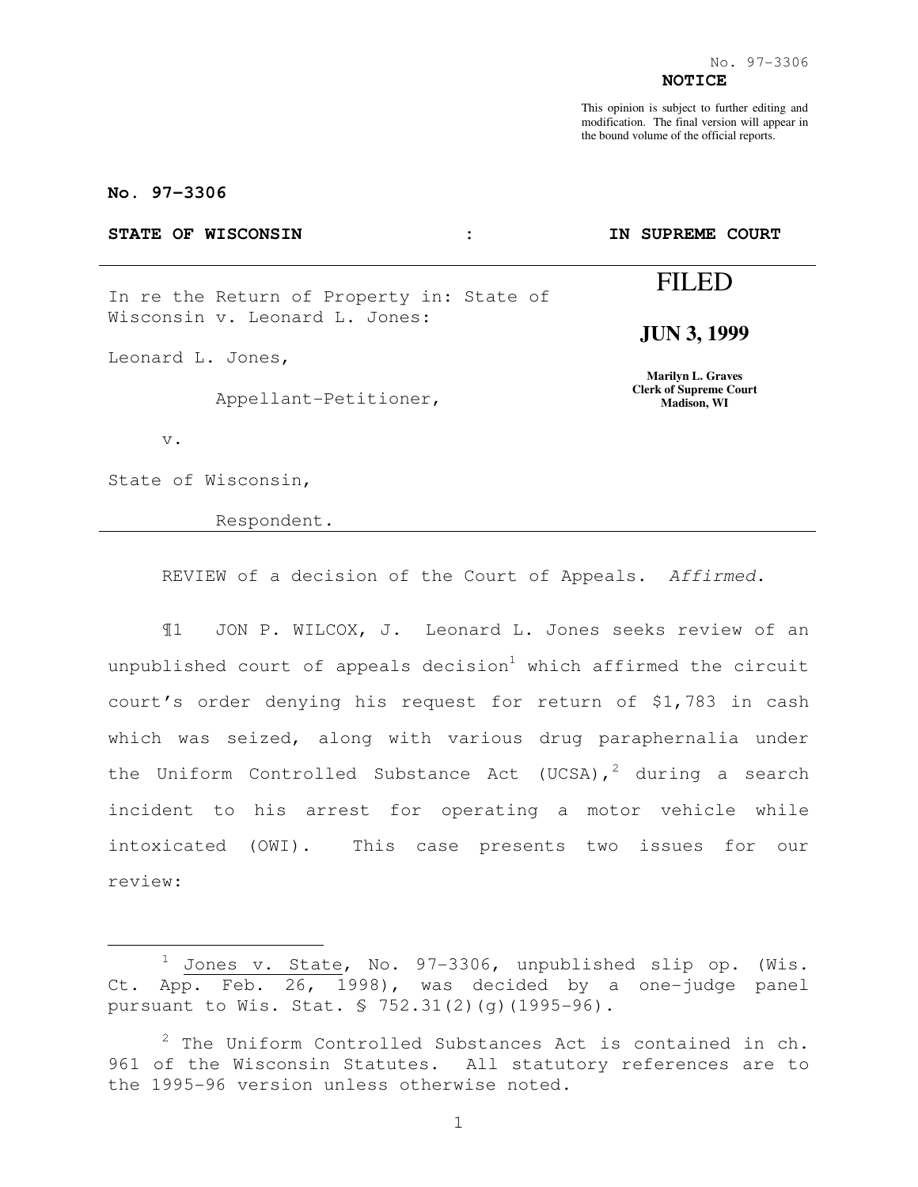No. 97-3306

**NOTICE**

This opinion is subject to further editing and modification. The final version will appear in the bound volume of the official reports.

**No. 97-3306**

**STATE OF WISCONSIN : IN SUPREME COURT**

In re the Return of Property in: State of Wisconsin v. Leonard L. Jones:

Leonard L. Jones,

Appellant-Petitioner,

v.

State of Wisconsin,

Respondent.

**FILED**

**JUN 3, 1999**

**Marilyn L. Graves**
**Clerk of Supreme Court**
**Madison, WI**

REVIEW of a decision of the Court of Appeals. *Affirmed.*

¶1 JON P. WILCOX, J. Leonard L. Jones seeks review of an unpublished court of appeals decision[1] which affirmed the circuit court's order denying his request for return of $1,783 in cash which was seized, along with various drug paraphernalia under the Uniform Controlled Substance Act (UCSA),[2] during a search incident to his arrest for operating a motor vehicle while intoxicated (OWI). This case presents two issues for our review:

---

[1] Jones v. State, No. 97-3306, unpublished slip op. (Wis. Ct. App. Feb. 26, 1998), was decided by a one-judge panel pursuant to Wis. Stat. § 752.31(2)(g)(1995-96).

[2] The Uniform Controlled Substances Act is contained in ch. 961 of the Wisconsin Statutes. All statutory references are to the 1995-96 version unless otherwise noted.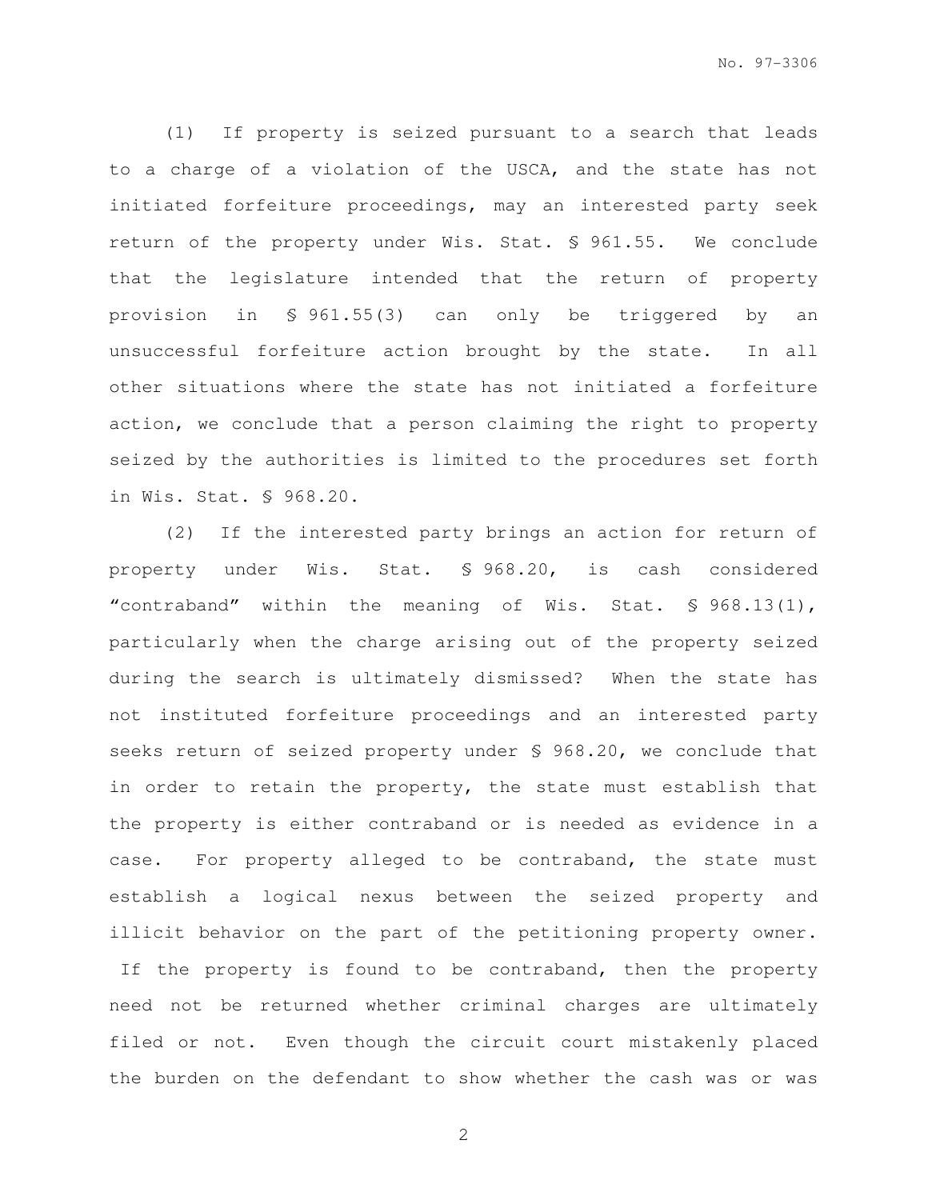(1) If property is seized pursuant to a search that leads to a charge of a violation of the USCA, and the state has not initiated forfeiture proceedings, may an interested party seek return of the property under Wis. Stat. § 961.55. We conclude that the legislature intended that the return of property provision in § 961.55(3) can only be triggered by an unsuccessful forfeiture action brought by the state. In all other situations where the state has not initiated a forfeiture action, we conclude that a person claiming the right to property seized by the authorities is limited to the procedures set forth in Wis. Stat. § 968.20.

(2) If the interested party brings an action for return of property under Wis. Stat. § 968.20, is cash considered "contraband" within the meaning of Wis. Stat. § 968.13(1), particularly when the charge arising out of the property seized during the search is ultimately dismissed? When the state has not instituted forfeiture proceedings and an interested party seeks return of seized property under § 968.20, we conclude that in order to retain the property, the state must establish that the property is either contraband or is needed as evidence in a case. For property alleged to be contraband, the state must establish a logical nexus between the seized property and illicit behavior on the part of the petitioning property owner. If the property is found to be contraband, then the property need not be returned whether criminal charges are ultimately filed or not. Even though the circuit court mistakenly placed the burden on the defendant to show whether the cash was or was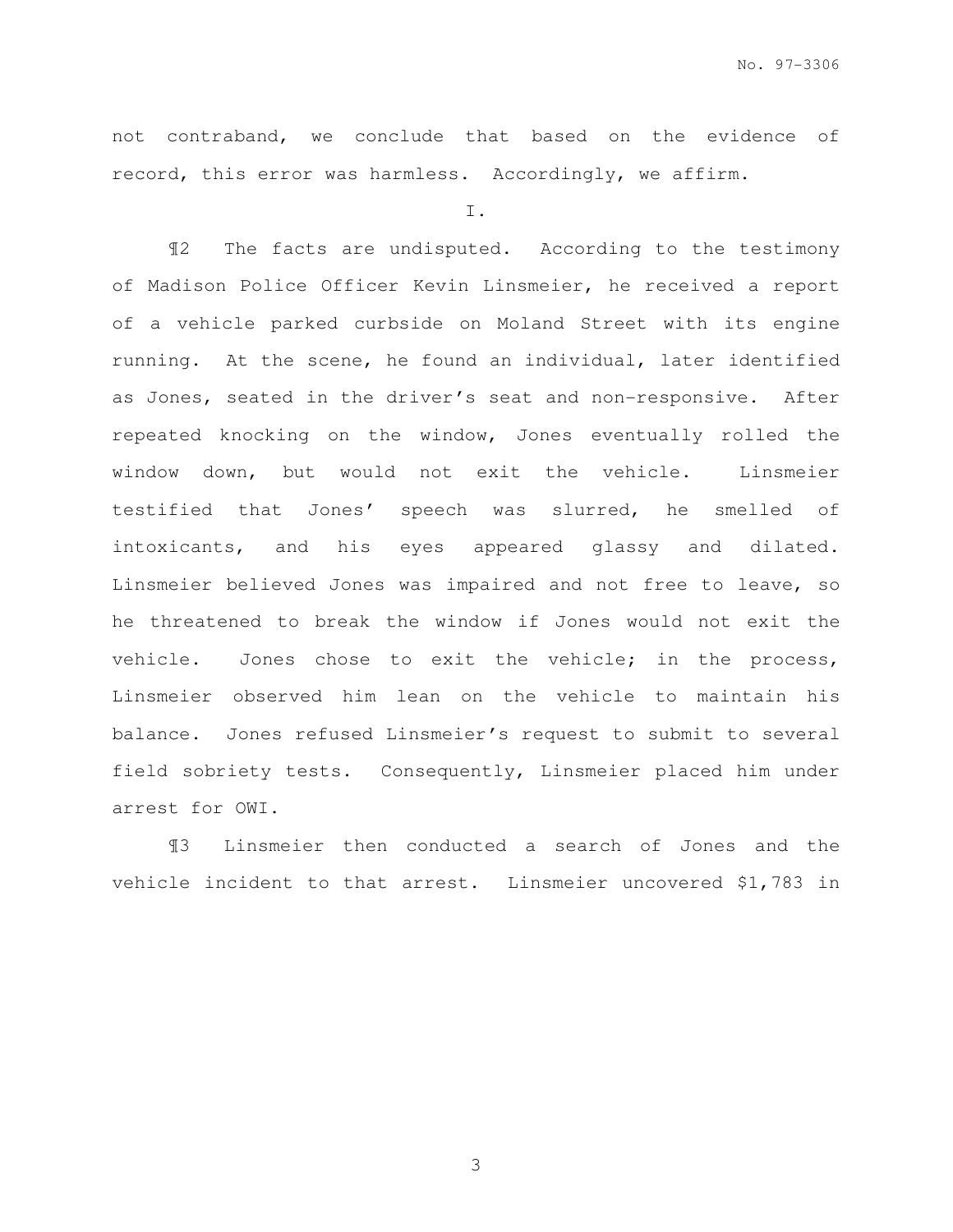not contraband, we conclude that based on the evidence of record, this error was harmless. Accordingly, we affirm.

I.

¶2 The facts are undisputed. According to the testimony of Madison Police Officer Kevin Linsmeier, he received a report of a vehicle parked curbside on Moland Street with its engine running. At the scene, he found an individual, later identified as Jones, seated in the driver's seat and non-responsive. After repeated knocking on the window, Jones eventually rolled the window down, but would not exit the vehicle. Linsmeier testified that Jones' speech was slurred, he smelled of intoxicants, and his eyes appeared glassy and dilated. Linsmeier believed Jones was impaired and not free to leave, so he threatened to break the window if Jones would not exit the vehicle. Jones chose to exit the vehicle; in the process, Linsmeier observed him lean on the vehicle to maintain his balance. Jones refused Linsmeier's request to submit to several field sobriety tests. Consequently, Linsmeier placed him under arrest for OWI.

¶3 Linsmeier then conducted a search of Jones and the vehicle incident to that arrest. Linsmeier uncovered $1,783 in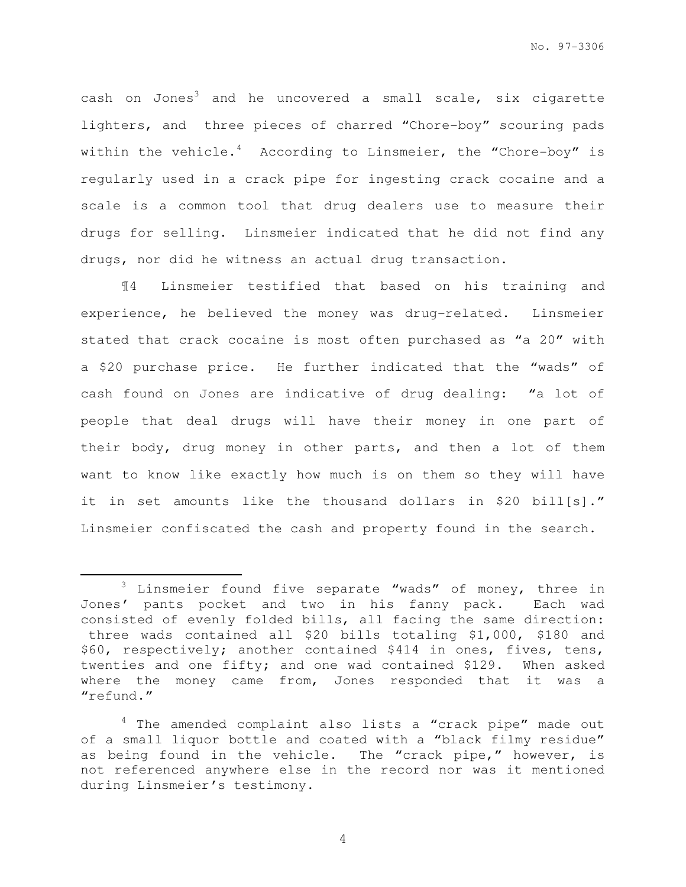cash on Jones[3] and he uncovered a small scale, six cigarette lighters, and three pieces of charred "Chore-boy" scouring pads within the vehicle.[4] According to Linsmeier, the "Chore-boy" is regularly used in a crack pipe for ingesting crack cocaine and a scale is a common tool that drug dealers use to measure their drugs for selling. Linsmeier indicated that he did not find any drugs, nor did he witness an actual drug transaction.

¶4 Linsmeier testified that based on his training and experience, he believed the money was drug-related. Linsmeier stated that crack cocaine is most often purchased as "a 20" with a $20 purchase price. He further indicated that the "wads" of cash found on Jones are indicative of drug dealing: "a lot of people that deal drugs will have their money in one part of their body, drug money in other parts, and then a lot of them want to know like exactly how much is on them so they will have it in set amounts like the thousand dollars in $20 bill[s]." Linsmeier confiscated the cash and property found in the search.

---

[3] Linsmeier found five separate "wads" of money, three in Jones' pants pocket and two in his fanny pack. Each wad consisted of evenly folded bills, all facing the same direction: three wads contained all $20 bills totaling $1,000, $180 and $60, respectively; another contained $414 in ones, fives, tens, twenties and one fifty; and one wad contained $129. When asked where the money came from, Jones responded that it was a "refund."

[4] The amended complaint also lists a "crack pipe" made out of a small liquor bottle and coated with a "black filmy residue" as being found in the vehicle. The "crack pipe," however, is not referenced anywhere else in the record nor was it mentioned during Linsmeier's testimony.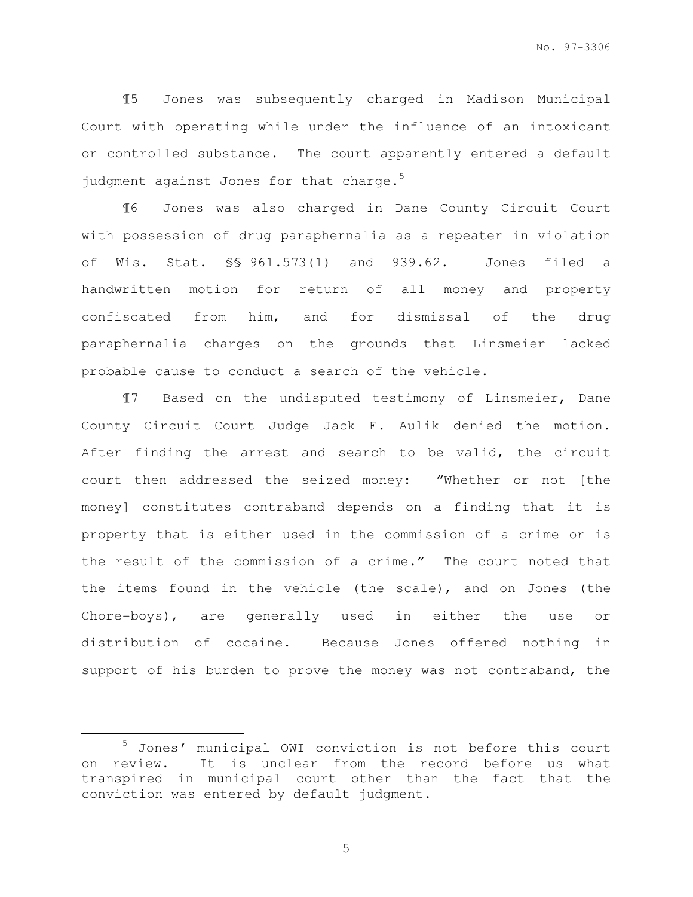¶5 Jones was subsequently charged in Madison Municipal Court with operating while under the influence of an intoxicant or controlled substance. The court apparently entered a default judgment against Jones for that charge.[5]

¶6 Jones was also charged in Dane County Circuit Court with possession of drug paraphernalia as a repeater in violation of Wis. Stat. §§ 961.573(1) and 939.62. Jones filed a handwritten motion for return of all money and property confiscated from him, and for dismissal of the drug paraphernalia charges on the grounds that Linsmeier lacked probable cause to conduct a search of the vehicle.

¶7 Based on the undisputed testimony of Linsmeier, Dane County Circuit Court Judge Jack F. Aulik denied the motion. After finding the arrest and search to be valid, the circuit court then addressed the seized money: "Whether or not [the money] constitutes contraband depends on a finding that it is property that is either used in the commission of a crime or is the result of the commission of a crime." The court noted that the items found in the vehicle (the scale), and on Jones (the Chore-boys), are generally used in either the use or distribution of cocaine. Because Jones offered nothing in support of his burden to prove the money was not contraband, the

---

[5] Jones' municipal OWI conviction is not before this court on review. It is unclear from the record before us what transpired in municipal court other than the fact that the conviction was entered by default judgment.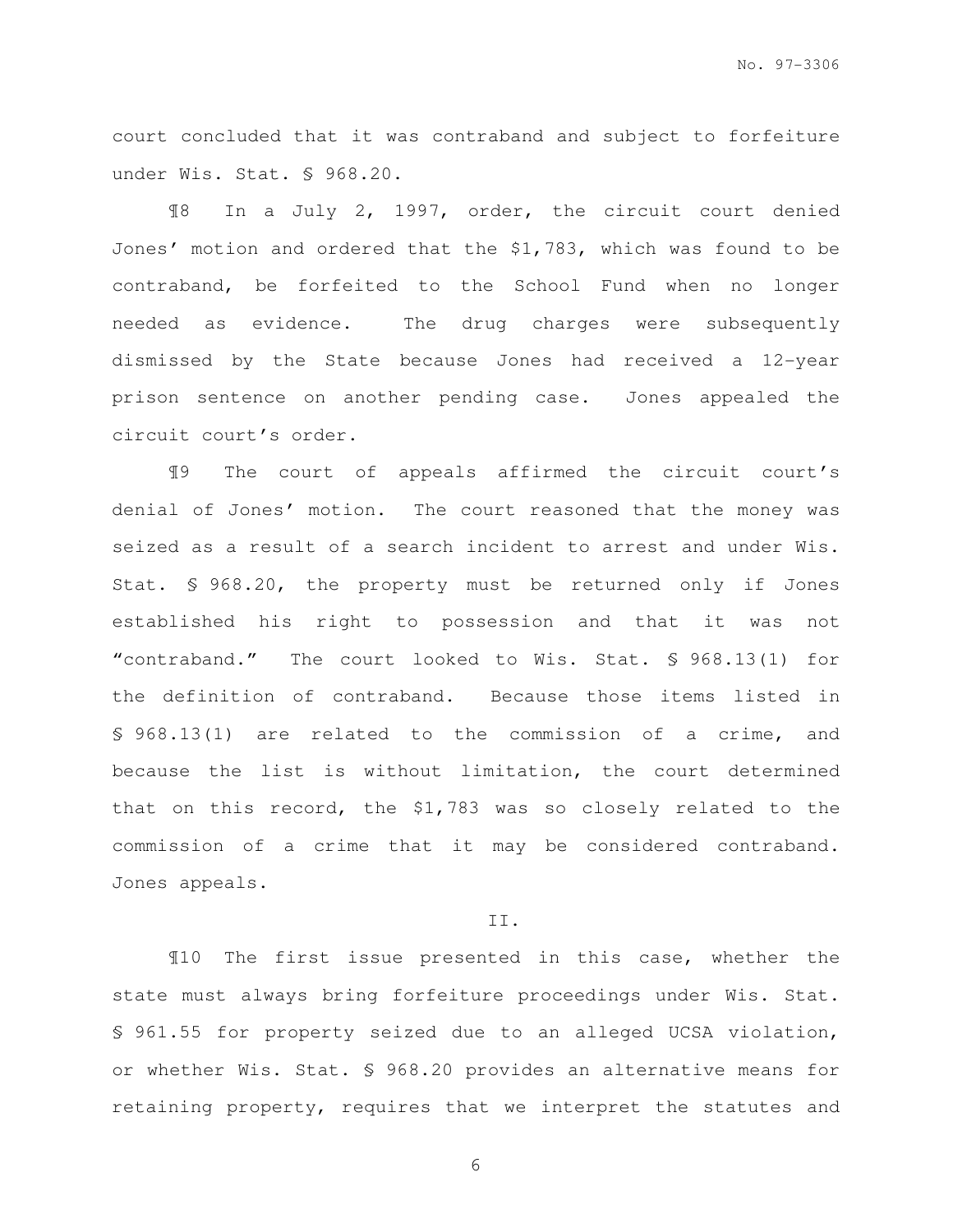court concluded that it was contraband and subject to forfeiture under Wis. Stat. § 968.20.

¶8 In a July 2, 1997, order, the circuit court denied Jones' motion and ordered that the $1,783, which was found to be contraband, be forfeited to the School Fund when no longer needed as evidence. The drug charges were subsequently dismissed by the State because Jones had received a 12-year prison sentence on another pending case. Jones appealed the circuit court's order.

¶9 The court of appeals affirmed the circuit court's denial of Jones' motion. The court reasoned that the money was seized as a result of a search incident to arrest and under Wis. Stat. § 968.20, the property must be returned only if Jones established his right to possession and that it was not "contraband." The court looked to Wis. Stat. § 968.13(1) for the definition of contraband. Because those items listed in § 968.13(1) are related to the commission of a crime, and because the list is without limitation, the court determined that on this record, the $1,783 was so closely related to the commission of a crime that it may be considered contraband. Jones appeals.

II.

¶10 The first issue presented in this case, whether the state must always bring forfeiture proceedings under Wis. Stat. § 961.55 for property seized due to an alleged UCSA violation, or whether Wis. Stat. § 968.20 provides an alternative means for retaining property, requires that we interpret the statutes and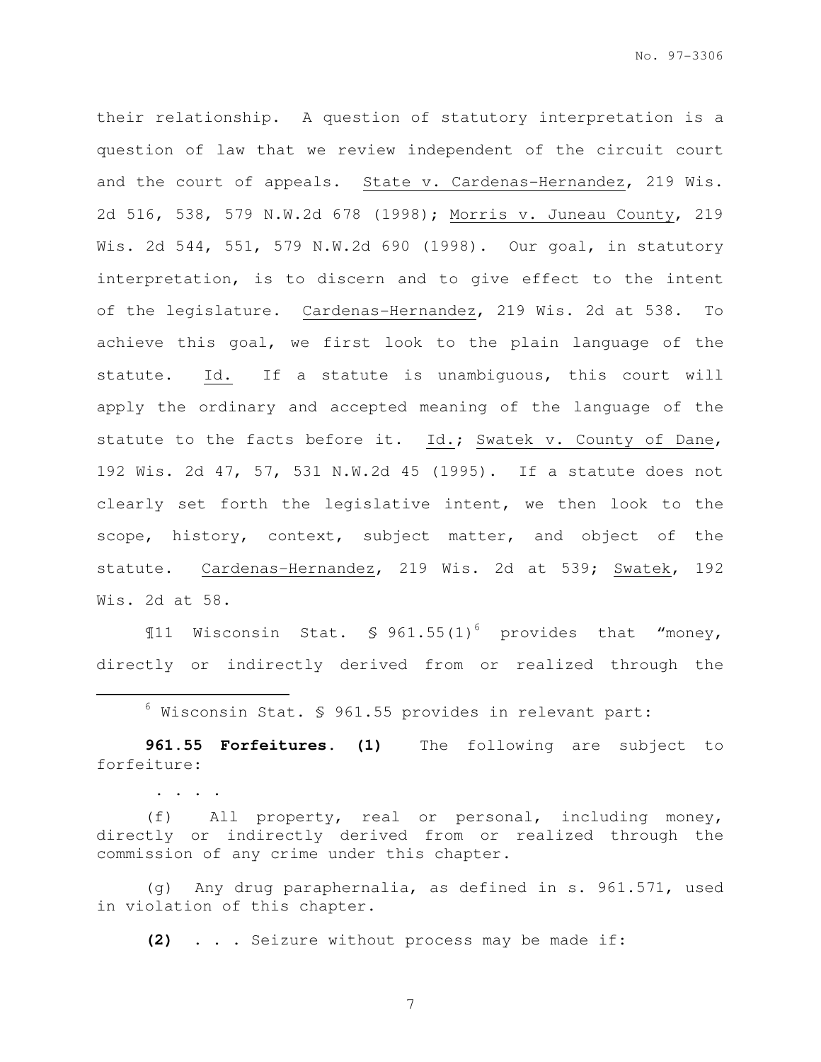their relationship. A question of statutory interpretation is a question of law that we review independent of the circuit court and the court of appeals. State v. Cardenas-Hernandez, 219 Wis. 2d 516, 538, 579 N.W.2d 678 (1998); Morris v. Juneau County, 219 Wis. 2d 544, 551, 579 N.W.2d 690 (1998). Our goal, in statutory interpretation, is to discern and to give effect to the intent of the legislature. Cardenas-Hernandez, 219 Wis. 2d at 538. To achieve this goal, we first look to the plain language of the statute. Id. If a statute is unambiguous, this court will apply the ordinary and accepted meaning of the language of the statute to the facts before it. Id.; Swatek v. County of Dane, 192 Wis. 2d 47, 57, 531 N.W.2d 45 (1995). If a statute does not clearly set forth the legislative intent, we then look to the scope, history, context, subject matter, and object of the statute. Cardenas-Hernandez, 219 Wis. 2d at 539; Swatek, 192 Wis. 2d at 58.

¶11 Wisconsin Stat. § 961.55(1)[6] provides that "money, directly or indirectly derived from or realized through the

---

[6] Wisconsin Stat. § 961.55 provides in relevant part:

**961.55 Forfeitures. (1)** The following are subject to forfeiture:

. . . .

(f) All property, real or personal, including money, directly or indirectly derived from or realized through the commission of any crime under this chapter.

(g) Any drug paraphernalia, as defined in s. 961.571, used in violation of this chapter.

**(2)** . . . Seizure without process may be made if: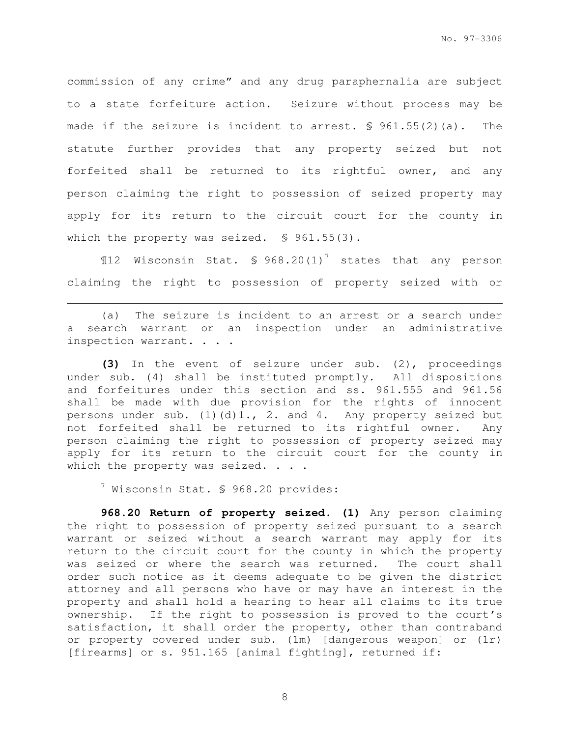commission of any crime" and any drug paraphernalia are subject to a state forfeiture action. Seizure without process may be made if the seizure is incident to arrest. § 961.55(2)(a). The statute further provides that any property seized but not forfeited shall be returned to its rightful owner, and any person claiming the right to possession of seized property may apply for its return to the circuit court for the county in which the property was seized. § 961.55(3).

¶12 Wisconsin Stat. § 968.20(1)[7] states that any person claiming the right to possession of property seized with or

---

(a) The seizure is incident to an arrest or a search under a search warrant or an inspection under an administrative inspection warrant. . . .

**(3)** In the event of seizure under sub. (2), proceedings under sub. (4) shall be instituted promptly. All dispositions and forfeitures under this section and ss. 961.555 and 961.56 shall be made with due provision for the rights of innocent persons under sub. (1)(d)1., 2. and 4. Any property seized but not forfeited shall be returned to its rightful owner. Any person claiming the right to possession of property seized may apply for its return to the circuit court for the county in which the property was seized. . . .

[7] Wisconsin Stat. § 968.20 provides:

**968.20 Return of property seized. (1)** Any person claiming the right to possession of property seized pursuant to a search warrant or seized without a search warrant may apply for its return to the circuit court for the county in which the property was seized or where the search was returned. The court shall order such notice as it deems adequate to be given the district attorney and all persons who have or may have an interest in the property and shall hold a hearing to hear all claims to its true ownership. If the right to possession is proved to the court's satisfaction, it shall order the property, other than contraband or property covered under sub. (1m) [dangerous weapon] or (1r) [firearms] or s. 951.165 [animal fighting], returned if: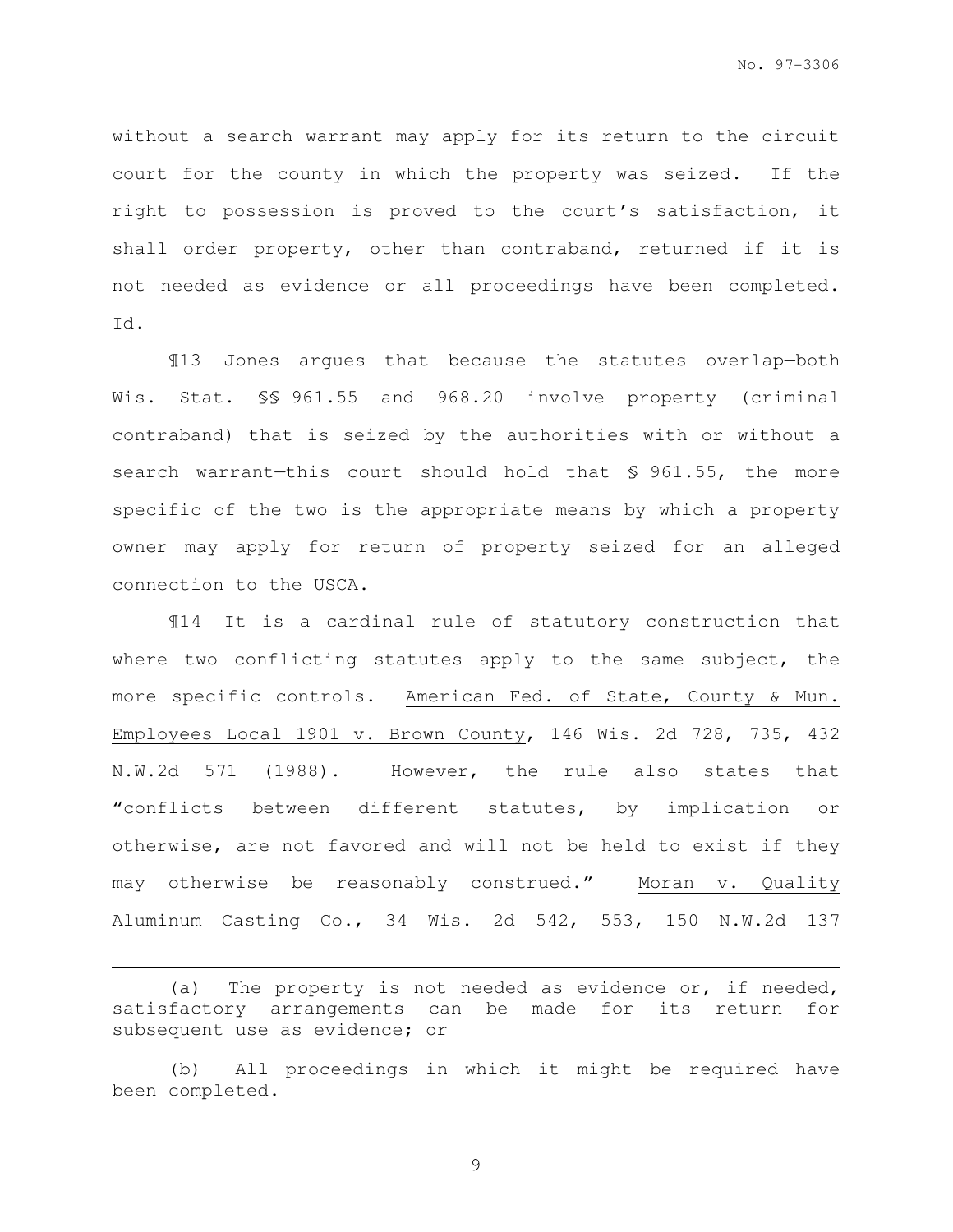without a search warrant may apply for its return to the circuit court for the county in which the property was seized. If the right to possession is proved to the court's satisfaction, it shall order property, other than contraband, returned if it is not needed as evidence or all proceedings have been completed. Id.

¶13 Jones argues that because the statutes overlap—both Wis. Stat. §§ 961.55 and 968.20 involve property (criminal contraband) that is seized by the authorities with or without a search warrant—this court should hold that § 961.55, the more specific of the two is the appropriate means by which a property owner may apply for return of property seized for an alleged connection to the USCA.

¶14 It is a cardinal rule of statutory construction that where two conflicting statutes apply to the same subject, the more specific controls. American Fed. of State, County & Mun. Employees Local 1901 v. Brown County, 146 Wis. 2d 728, 735, 432 N.W.2d 571 (1988). However, the rule also states that "conflicts between different statutes, by implication or otherwise, are not favored and will not be held to exist if they may otherwise be reasonably construed." Moran v. Quality Aluminum Casting Co., 34 Wis. 2d 542, 553, 150 N.W.2d 137

---

(a) The property is not needed as evidence or, if needed, satisfactory arrangements can be made for its return for subsequent use as evidence; or

(b) All proceedings in which it might be required have been completed.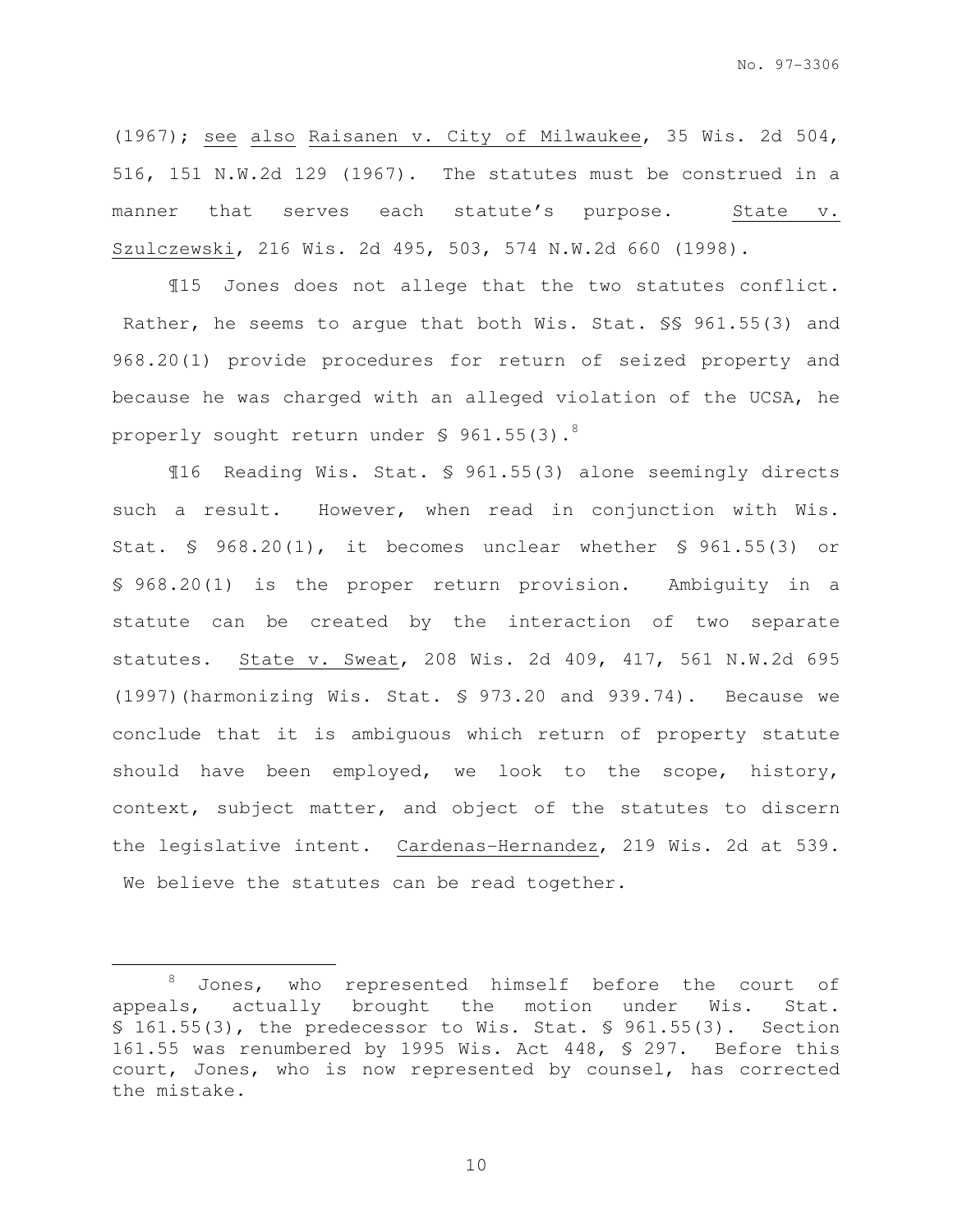(1967); see also Raisanen v. City of Milwaukee, 35 Wis. 2d 504, 516, 151 N.W.2d 129 (1967). The statutes must be construed in a manner that serves each statute's purpose. State v. Szulczewski, 216 Wis. 2d 495, 503, 574 N.W.2d 660 (1998).

¶15 Jones does not allege that the two statutes conflict. Rather, he seems to argue that both Wis. Stat. §§ 961.55(3) and 968.20(1) provide procedures for return of seized property and because he was charged with an alleged violation of the UCSA, he properly sought return under § 961.55(3).[8]

¶16 Reading Wis. Stat. § 961.55(3) alone seemingly directs such a result. However, when read in conjunction with Wis. Stat. § 968.20(1), it becomes unclear whether § 961.55(3) or § 968.20(1) is the proper return provision. Ambiguity in a statute can be created by the interaction of two separate statutes. State v. Sweat, 208 Wis. 2d 409, 417, 561 N.W.2d 695 (1997)(harmonizing Wis. Stat. § 973.20 and 939.74). Because we conclude that it is ambiguous which return of property statute should have been employed, we look to the scope, history, context, subject matter, and object of the statutes to discern the legislative intent. Cardenas-Hernandez, 219 Wis. 2d at 539. We believe the statutes can be read together.

---

[8] Jones, who represented himself before the court of appeals, actually brought the motion under Wis. Stat. § 161.55(3), the predecessor to Wis. Stat. § 961.55(3). Section 161.55 was renumbered by 1995 Wis. Act 448, § 297. Before this court, Jones, who is now represented by counsel, has corrected the mistake.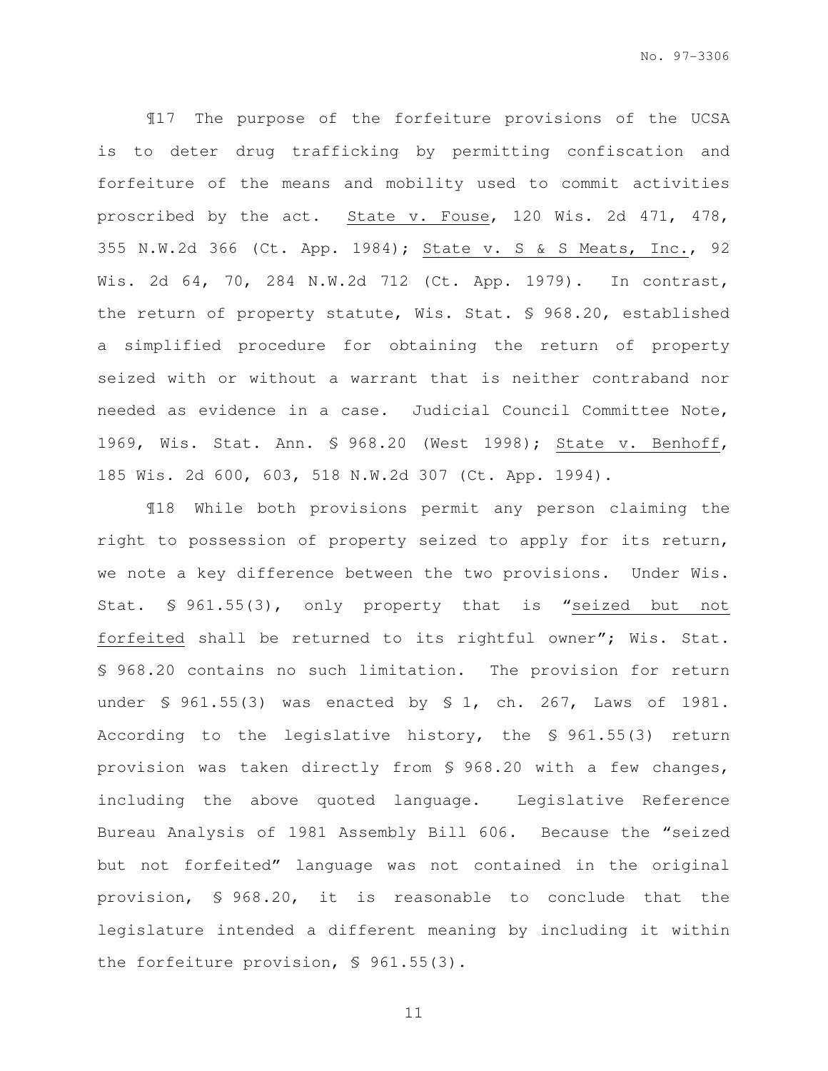¶17 The purpose of the forfeiture provisions of the UCSA is to deter drug trafficking by permitting confiscation and forfeiture of the means and mobility used to commit activities proscribed by the act. State v. Fouse, 120 Wis. 2d 471, 478, 355 N.W.2d 366 (Ct. App. 1984); State v. S & S Meats, Inc., 92 Wis. 2d 64, 70, 284 N.W.2d 712 (Ct. App. 1979). In contrast, the return of property statute, Wis. Stat. § 968.20, established a simplified procedure for obtaining the return of property seized with or without a warrant that is neither contraband nor needed as evidence in a case. Judicial Council Committee Note, 1969, Wis. Stat. Ann. § 968.20 (West 1998); State v. Benhoff, 185 Wis. 2d 600, 603, 518 N.W.2d 307 (Ct. App. 1994).

¶18 While both provisions permit any person claiming the right to possession of property seized to apply for its return, we note a key difference between the two provisions. Under Wis. Stat. § 961.55(3), only property that is "seized but not forfeited shall be returned to its rightful owner"; Wis. Stat. § 968.20 contains no such limitation. The provision for return under § 961.55(3) was enacted by § 1, ch. 267, Laws of 1981. According to the legislative history, the § 961.55(3) return provision was taken directly from § 968.20 with a few changes, including the above quoted language. Legislative Reference Bureau Analysis of 1981 Assembly Bill 606. Because the "seized but not forfeited" language was not contained in the original provision, § 968.20, it is reasonable to conclude that the legislature intended a different meaning by including it within the forfeiture provision, § 961.55(3).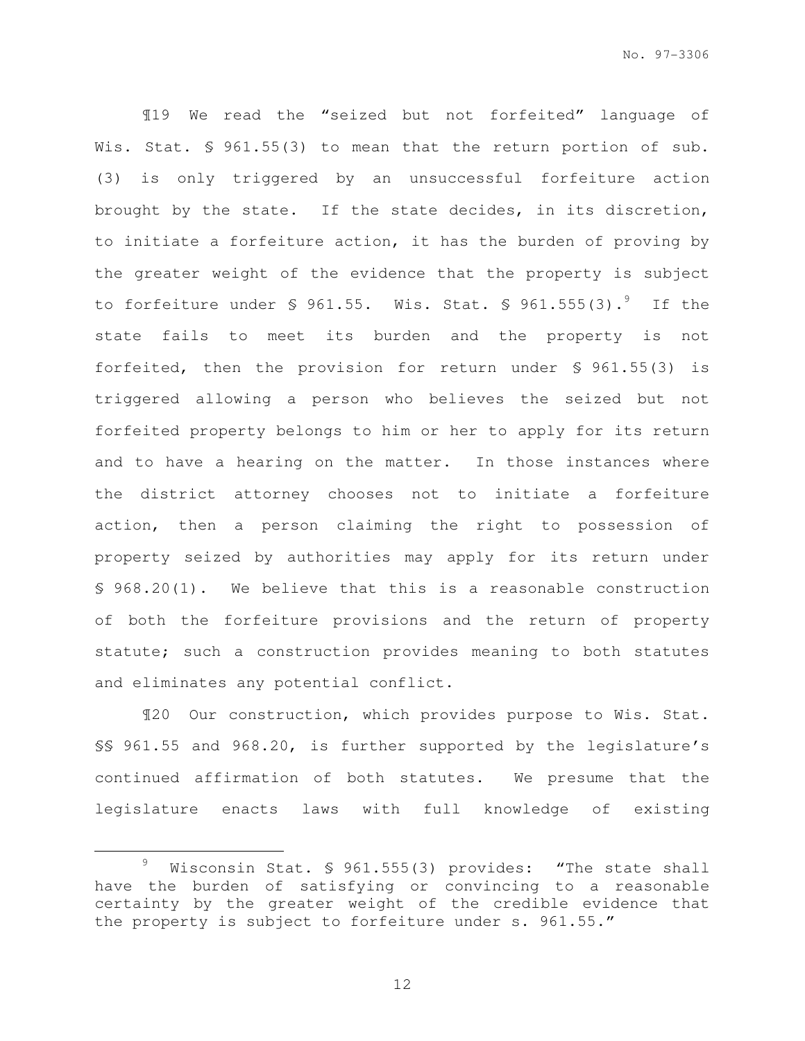¶19 We read the "seized but not forfeited" language of Wis. Stat. § 961.55(3) to mean that the return portion of sub. (3) is only triggered by an unsuccessful forfeiture action brought by the state. If the state decides, in its discretion, to initiate a forfeiture action, it has the burden of proving by the greater weight of the evidence that the property is subject to forfeiture under § 961.55. Wis. Stat. § 961.555(3).[9] If the state fails to meet its burden and the property is not forfeited, then the provision for return under § 961.55(3) is triggered allowing a person who believes the seized but not forfeited property belongs to him or her to apply for its return and to have a hearing on the matter. In those instances where the district attorney chooses not to initiate a forfeiture action, then a person claiming the right to possession of property seized by authorities may apply for its return under § 968.20(1). We believe that this is a reasonable construction of both the forfeiture provisions and the return of property statute; such a construction provides meaning to both statutes and eliminates any potential conflict.

¶20 Our construction, which provides purpose to Wis. Stat. §§ 961.55 and 968.20, is further supported by the legislature's continued affirmation of both statutes. We presume that the legislature enacts laws with full knowledge of existing

---

[9] Wisconsin Stat. § 961.555(3) provides: "The state shall have the burden of satisfying or convincing to a reasonable certainty by the greater weight of the credible evidence that the property is subject to forfeiture under s. 961.55."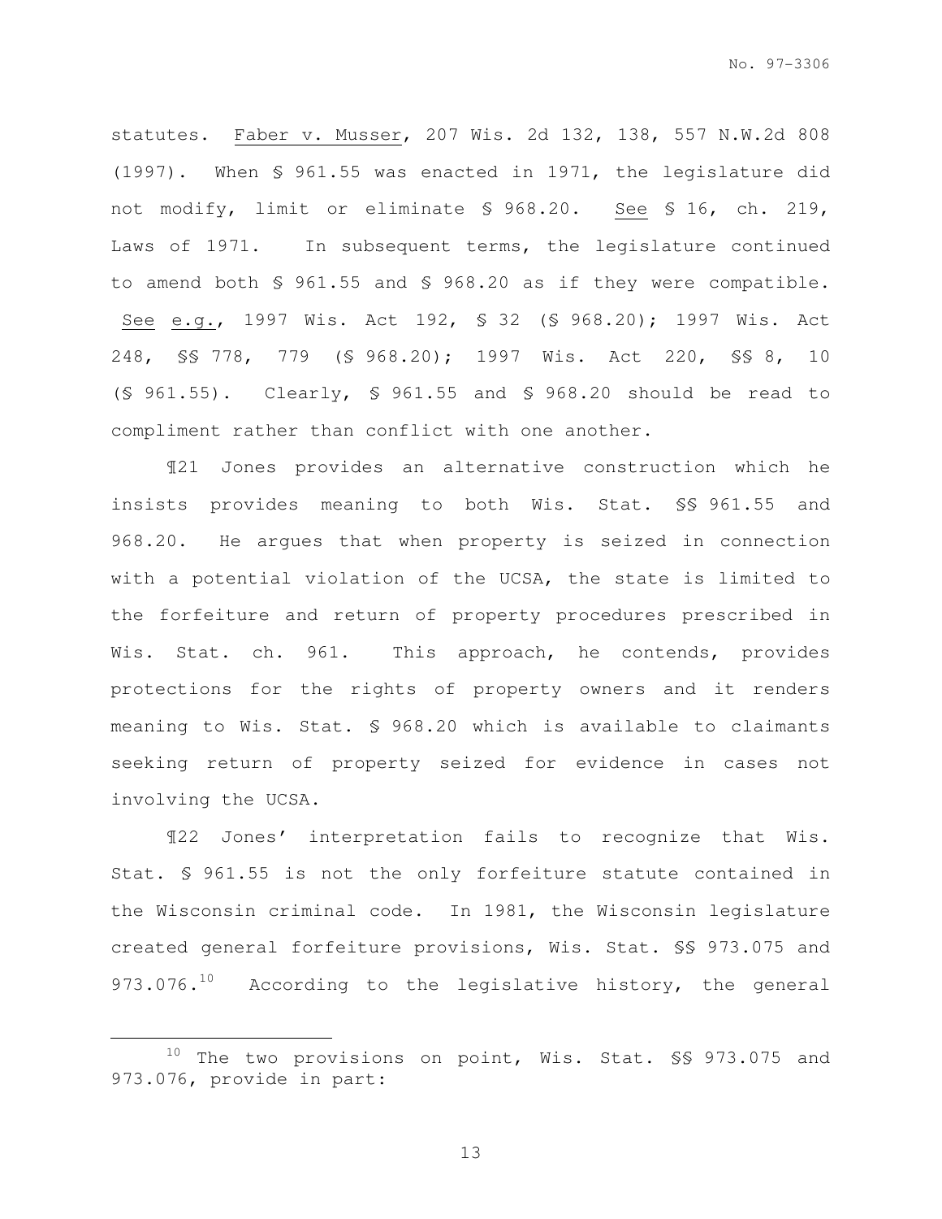statutes. Faber v. Musser, 207 Wis. 2d 132, 138, 557 N.W.2d 808 (1997). When § 961.55 was enacted in 1971, the legislature did not modify, limit or eliminate § 968.20. See § 16, ch. 219, Laws of 1971. In subsequent terms, the legislature continued to amend both § 961.55 and § 968.20 as if they were compatible. See e.g., 1997 Wis. Act 192, § 32 (§ 968.20); 1997 Wis. Act 248, §§ 778, 779 (§ 968.20); 1997 Wis. Act 220, §§ 8, 10 (§ 961.55). Clearly, § 961.55 and § 968.20 should be read to compliment rather than conflict with one another.

¶21 Jones provides an alternative construction which he insists provides meaning to both Wis. Stat. §§ 961.55 and 968.20. He argues that when property is seized in connection with a potential violation of the UCSA, the state is limited to the forfeiture and return of property procedures prescribed in Wis. Stat. ch. 961. This approach, he contends, provides protections for the rights of property owners and it renders meaning to Wis. Stat. § 968.20 which is available to claimants seeking return of property seized for evidence in cases not involving the UCSA.

¶22 Jones' interpretation fails to recognize that Wis. Stat. § 961.55 is not the only forfeiture statute contained in the Wisconsin criminal code. In 1981, the Wisconsin legislature created general forfeiture provisions, Wis. Stat. §§ 973.075 and 973.076.[10] According to the legislative history, the general

---

[10] The two provisions on point, Wis. Stat. §§ 973.075 and 973.076, provide in part: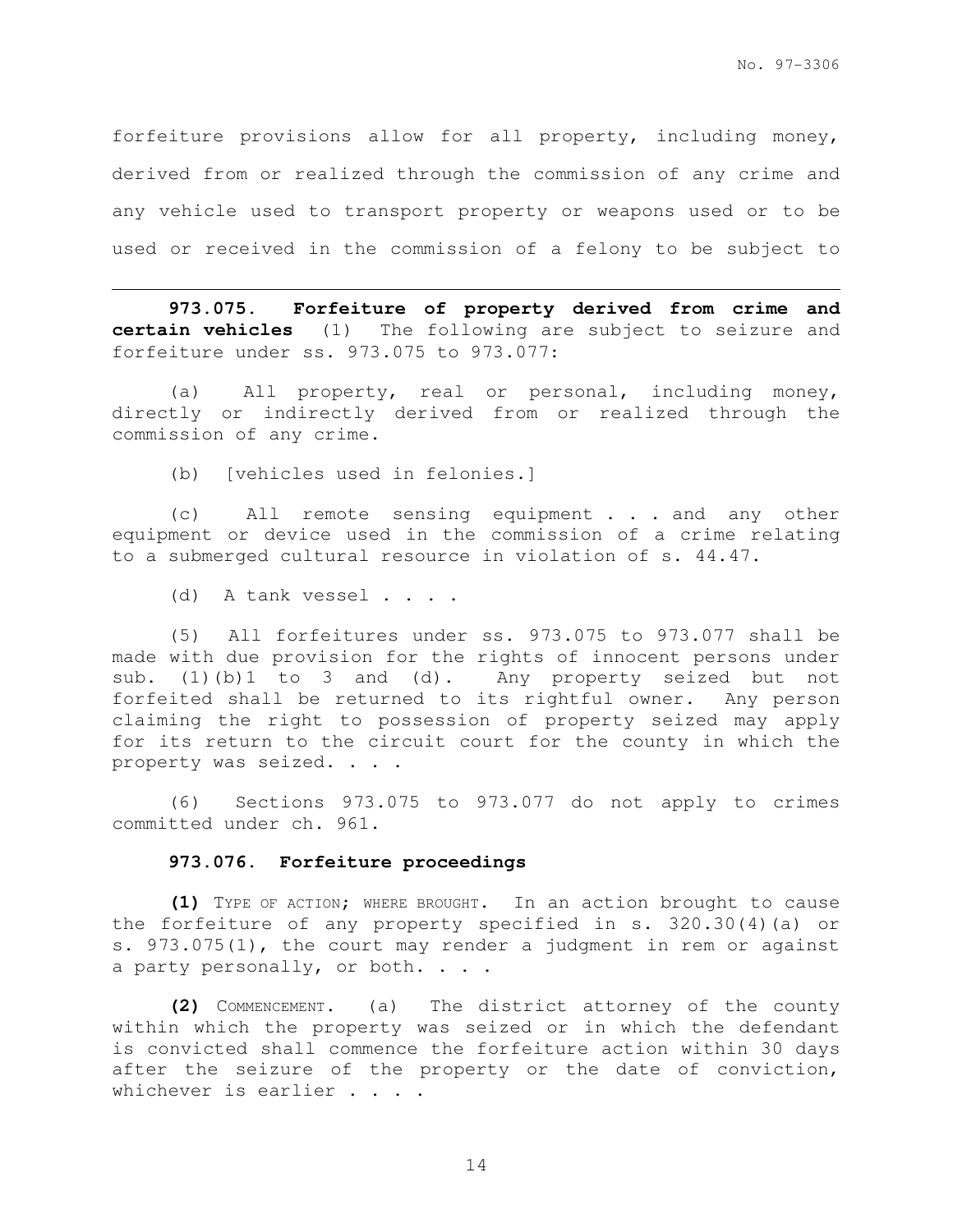forfeiture provisions allow for all property, including money, derived from or realized through the commission of any crime and any vehicle used to transport property or weapons used or to be used or received in the commission of a felony to be subject to

---

**973.075. Forfeiture of property derived from crime and certain vehicles** (1) The following are subject to seizure and forfeiture under ss. 973.075 to 973.077:

(a) All property, real or personal, including money, directly or indirectly derived from or realized through the commission of any crime.

(b) [vehicles used in felonies.]

(c) All remote sensing equipment . . . and any other equipment or device used in the commission of a crime relating to a submerged cultural resource in violation of s. 44.47.

(d) A tank vessel . . . .

(5) All forfeitures under ss. 973.075 to 973.077 shall be made with due provision for the rights of innocent persons under sub. (1)(b)1 to 3 and (d). Any property seized but not forfeited shall be returned to its rightful owner. Any person claiming the right to possession of property seized may apply for its return to the circuit court for the county in which the property was seized. . . .

(6) Sections 973.075 to 973.077 do not apply to crimes committed under ch. 961.

**973.076. Forfeiture proceedings**

**(1)** TYPE OF ACTION; WHERE BROUGHT. In an action brought to cause the forfeiture of any property specified in s. 320.30(4)(a) or s. 973.075(1), the court may render a judgment in rem or against a party personally, or both. . . .

**(2)** COMMENCEMENT. (a) The district attorney of the county within which the property was seized or in which the defendant is convicted shall commence the forfeiture action within 30 days after the seizure of the property or the date of conviction, whichever is earlier . . . .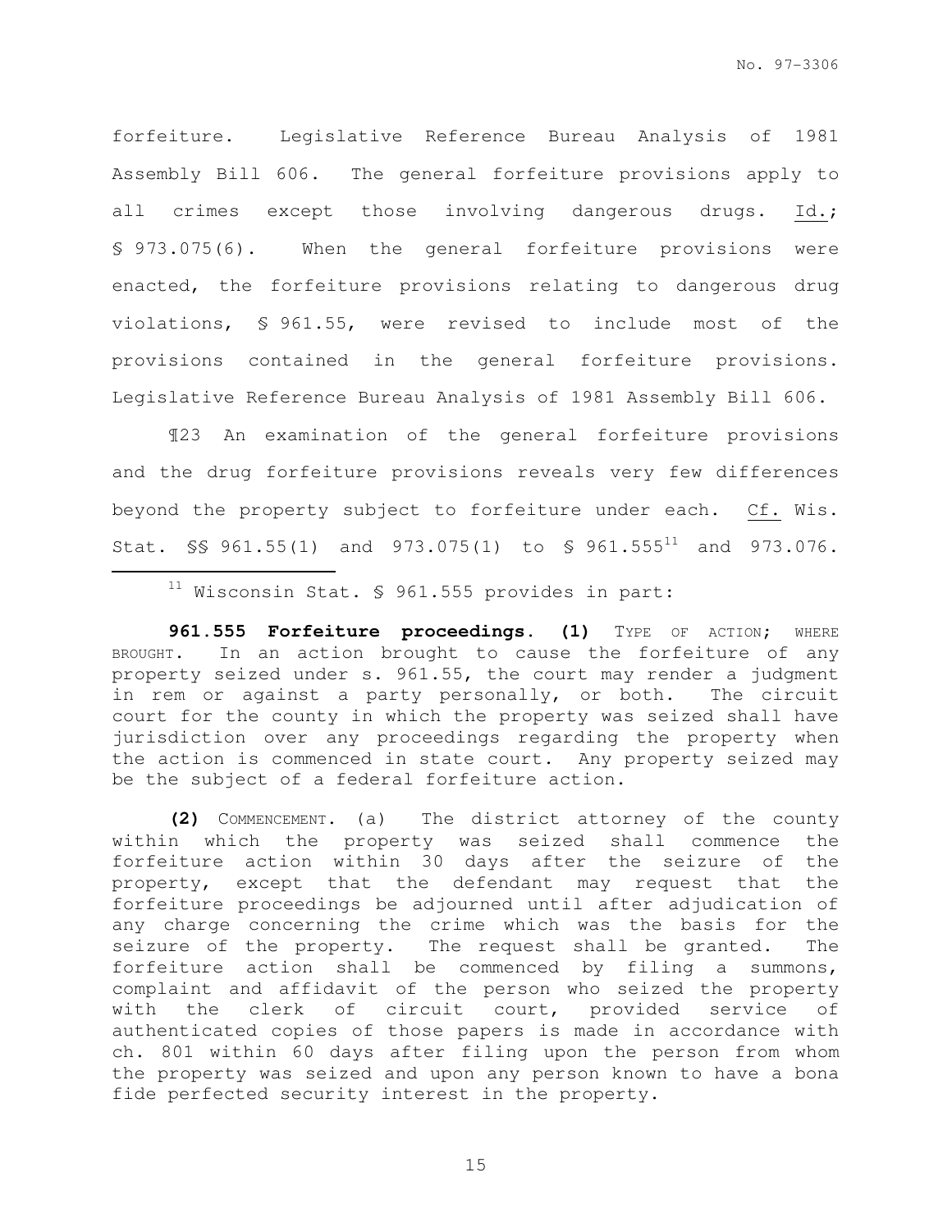forfeiture. Legislative Reference Bureau Analysis of 1981 Assembly Bill 606. The general forfeiture provisions apply to all crimes except those involving dangerous drugs. Id.; § 973.075(6). When the general forfeiture provisions were enacted, the forfeiture provisions relating to dangerous drug violations, § 961.55, were revised to include most of the provisions contained in the general forfeiture provisions. Legislative Reference Bureau Analysis of 1981 Assembly Bill 606.

¶23 An examination of the general forfeiture provisions and the drug forfeiture provisions reveals very few differences beyond the property subject to forfeiture under each. Cf. Wis. Stat. §§ 961.55(1) and 973.075(1) to § 961.555[11] and 973.076.

---

[11] Wisconsin Stat. § 961.555 provides in part:

**961.555 Forfeiture proceedings. (1)** TYPE OF ACTION; WHERE BROUGHT. In an action brought to cause the forfeiture of any property seized under s. 961.55, the court may render a judgment in rem or against a party personally, or both. The circuit court for the county in which the property was seized shall have jurisdiction over any proceedings regarding the property when the action is commenced in state court. Any property seized may be the subject of a federal forfeiture action.

**(2)** COMMENCEMENT. (a) The district attorney of the county within which the property was seized shall commence the forfeiture action within 30 days after the seizure of the property, except that the defendant may request that the forfeiture proceedings be adjourned until after adjudication of any charge concerning the crime which was the basis for the seizure of the property. The request shall be granted. The forfeiture action shall be commenced by filing a summons, complaint and affidavit of the person who seized the property with the clerk of circuit court, provided service of authenticated copies of those papers is made in accordance with ch. 801 within 60 days after filing upon the person from whom the property was seized and upon any person known to have a bona fide perfected security interest in the property.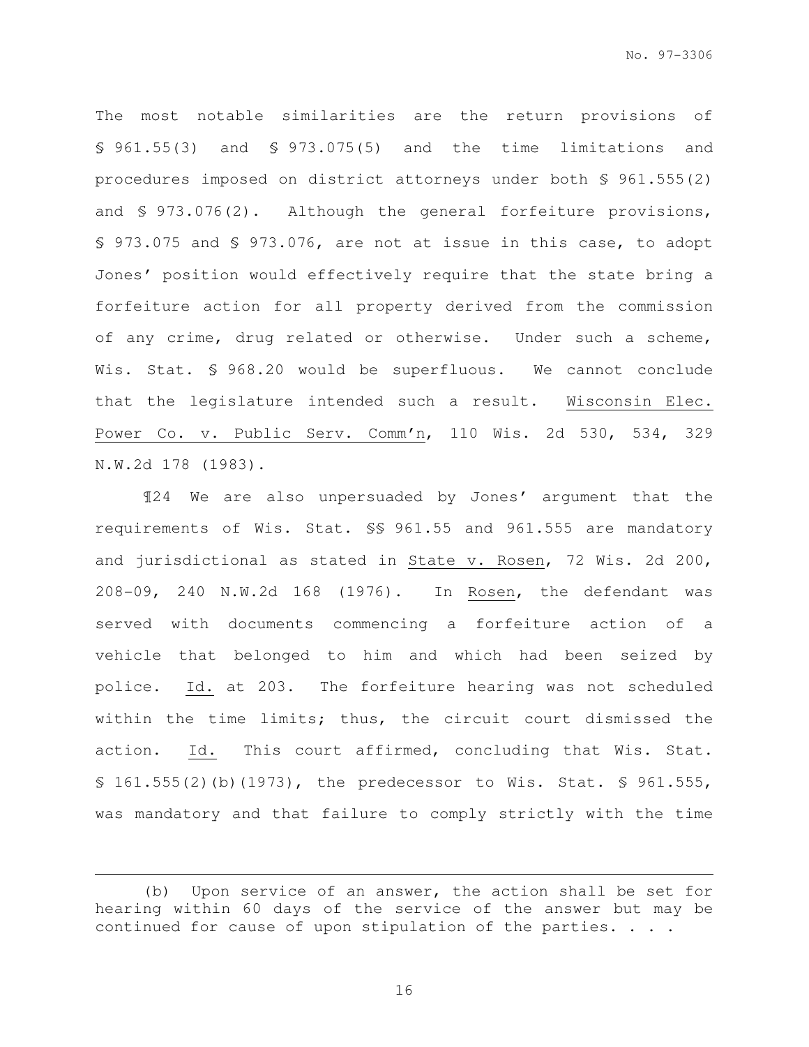The most notable similarities are the return provisions of § 961.55(3) and § 973.075(5) and the time limitations and procedures imposed on district attorneys under both § 961.555(2) and § 973.076(2). Although the general forfeiture provisions, § 973.075 and § 973.076, are not at issue in this case, to adopt Jones' position would effectively require that the state bring a forfeiture action for all property derived from the commission of any crime, drug related or otherwise. Under such a scheme, Wis. Stat. § 968.20 would be superfluous. We cannot conclude that the legislature intended such a result. Wisconsin Elec. Power Co. v. Public Serv. Comm'n, 110 Wis. 2d 530, 534, 329 N.W.2d 178 (1983).

¶24 We are also unpersuaded by Jones' argument that the requirements of Wis. Stat. §§ 961.55 and 961.555 are mandatory and jurisdictional as stated in State v. Rosen, 72 Wis. 2d 200, 208-09, 240 N.W.2d 168 (1976). In Rosen, the defendant was served with documents commencing a forfeiture action of a vehicle that belonged to him and which had been seized by police. Id. at 203. The forfeiture hearing was not scheduled within the time limits; thus, the circuit court dismissed the action. Id. This court affirmed, concluding that Wis. Stat. § 161.555(2)(b)(1973), the predecessor to Wis. Stat. § 961.555, was mandatory and that failure to comply strictly with the time

---

(b) Upon service of an answer, the action shall be set for hearing within 60 days of the service of the answer but may be continued for cause of upon stipulation of the parties. . . .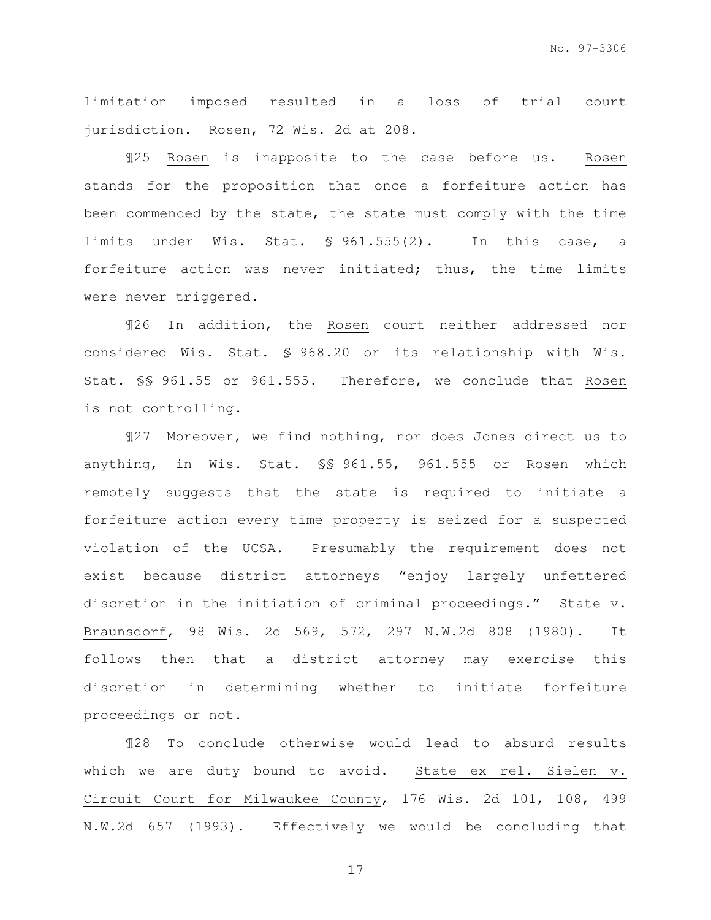limitation imposed resulted in a loss of trial court jurisdiction. Rosen, 72 Wis. 2d at 208.

¶25 Rosen is inapposite to the case before us. Rosen stands for the proposition that once a forfeiture action has been commenced by the state, the state must comply with the time limits under Wis. Stat. § 961.555(2). In this case, a forfeiture action was never initiated; thus, the time limits were never triggered.

¶26 In addition, the Rosen court neither addressed nor considered Wis. Stat. § 968.20 or its relationship with Wis. Stat. §§ 961.55 or 961.555. Therefore, we conclude that Rosen is not controlling.

¶27 Moreover, we find nothing, nor does Jones direct us to anything, in Wis. Stat. §§ 961.55, 961.555 or Rosen which remotely suggests that the state is required to initiate a forfeiture action every time property is seized for a suspected violation of the UCSA. Presumably the requirement does not exist because district attorneys "enjoy largely unfettered discretion in the initiation of criminal proceedings." State v. Braunsdorf, 98 Wis. 2d 569, 572, 297 N.W.2d 808 (1980). It follows then that a district attorney may exercise this discretion in determining whether to initiate forfeiture proceedings or not.

¶28 To conclude otherwise would lead to absurd results which we are duty bound to avoid. State ex rel. Sielen v. Circuit Court for Milwaukee County, 176 Wis. 2d 101, 108, 499 N.W.2d 657 (1993). Effectively we would be concluding that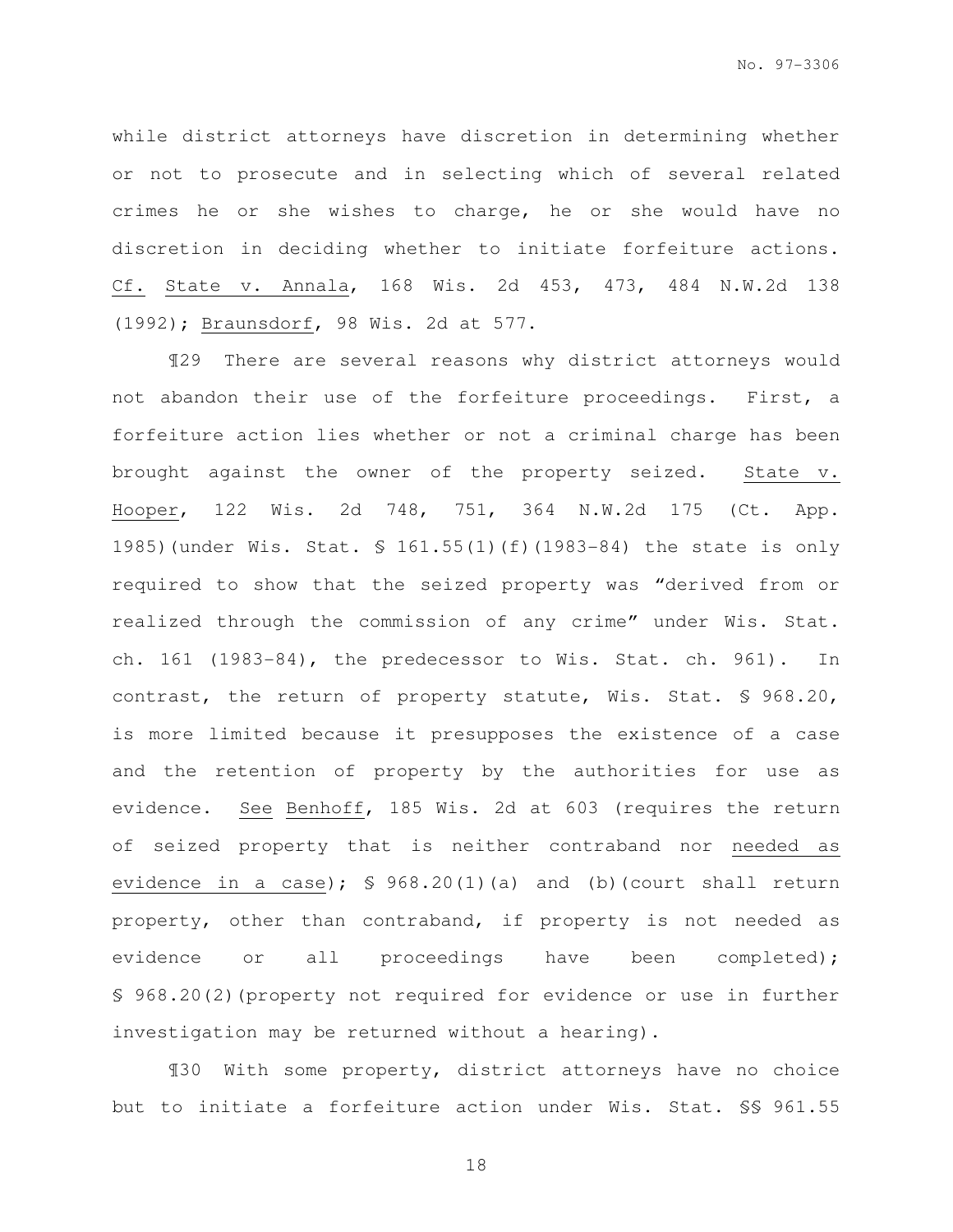while district attorneys have discretion in determining whether or not to prosecute and in selecting which of several related crimes he or she wishes to charge, he or she would have no discretion in deciding whether to initiate forfeiture actions. Cf. State v. Annala, 168 Wis. 2d 453, 473, 484 N.W.2d 138 (1992); Braunsdorf, 98 Wis. 2d at 577.

¶29 There are several reasons why district attorneys would not abandon their use of the forfeiture proceedings. First, a forfeiture action lies whether or not a criminal charge has been brought against the owner of the property seized. State v. Hooper, 122 Wis. 2d 748, 751, 364 N.W.2d 175 (Ct. App. 1985)(under Wis. Stat. § 161.55(1)(f)(1983-84) the state is only required to show that the seized property was "derived from or realized through the commission of any crime" under Wis. Stat. ch. 161 (1983-84), the predecessor to Wis. Stat. ch. 961). In contrast, the return of property statute, Wis. Stat. § 968.20, is more limited because it presupposes the existence of a case and the retention of property by the authorities for use as evidence. See Benhoff, 185 Wis. 2d at 603 (requires the return of seized property that is neither contraband nor needed as evidence in a case); § 968.20(1)(a) and (b)(court shall return property, other than contraband, if property is not needed as evidence or all proceedings have been completed); § 968.20(2)(property not required for evidence or use in further investigation may be returned without a hearing).

¶30 With some property, district attorneys have no choice but to initiate a forfeiture action under Wis. Stat. §§ 961.55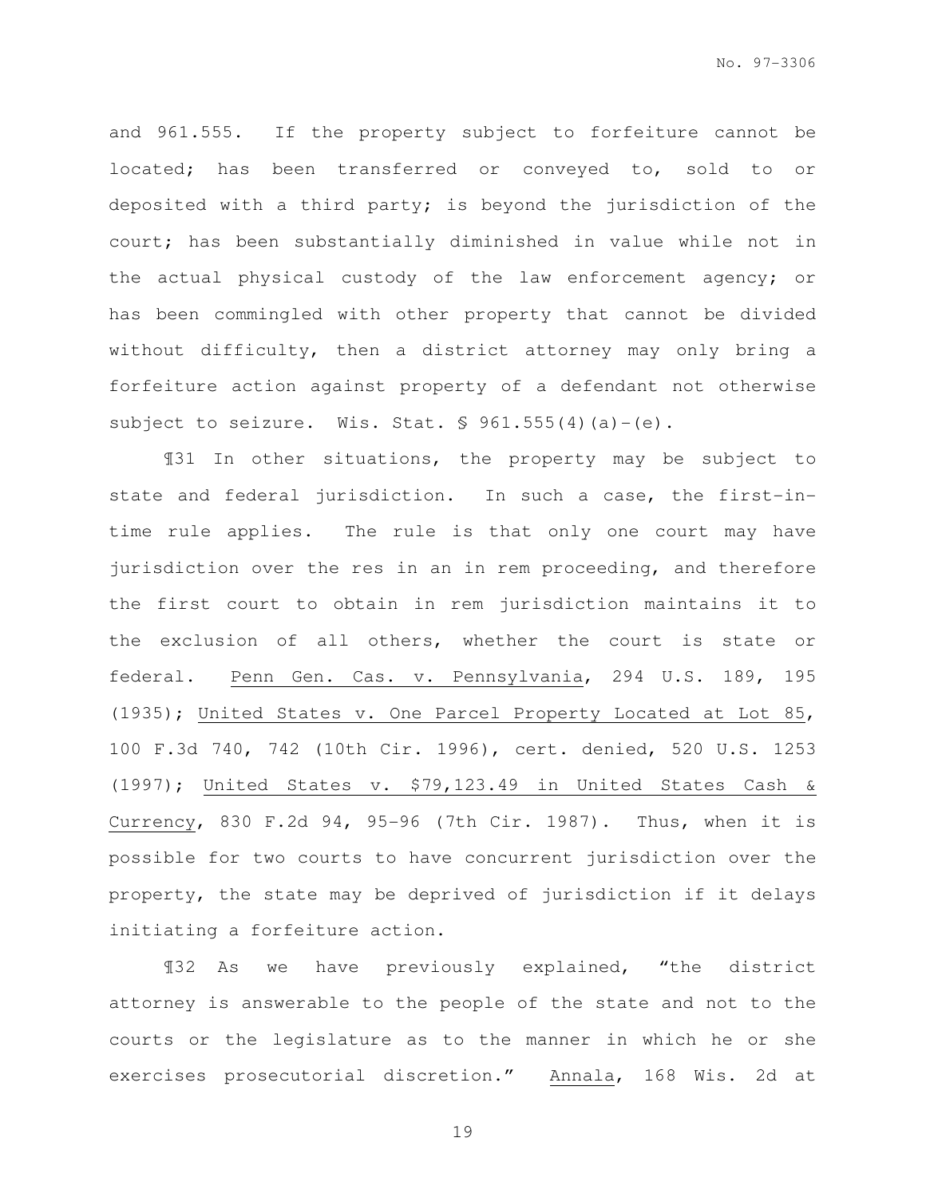and 961.555. If the property subject to forfeiture cannot be located; has been transferred or conveyed to, sold to or deposited with a third party; is beyond the jurisdiction of the court; has been substantially diminished in value while not in the actual physical custody of the law enforcement agency; or has been commingled with other property that cannot be divided without difficulty, then a district attorney may only bring a forfeiture action against property of a defendant not otherwise subject to seizure. Wis. Stat. § 961.555(4)(a)-(e).

¶31 In other situations, the property may be subject to state and federal jurisdiction. In such a case, the first-in-time rule applies. The rule is that only one court may have jurisdiction over the res in an in rem proceeding, and therefore the first court to obtain in rem jurisdiction maintains it to the exclusion of all others, whether the court is state or federal. Penn Gen. Cas. v. Pennsylvania, 294 U.S. 189, 195 (1935); United States v. One Parcel Property Located at Lot 85, 100 F.3d 740, 742 (10th Cir. 1996), cert. denied, 520 U.S. 1253 (1997); United States v. $79,123.49 in United States Cash & Currency, 830 F.2d 94, 95-96 (7th Cir. 1987). Thus, when it is possible for two courts to have concurrent jurisdiction over the property, the state may be deprived of jurisdiction if it delays initiating a forfeiture action.

¶32 As we have previously explained, "the district attorney is answerable to the people of the state and not to the courts or the legislature as to the manner in which he or she exercises prosecutorial discretion." Annala, 168 Wis. 2d at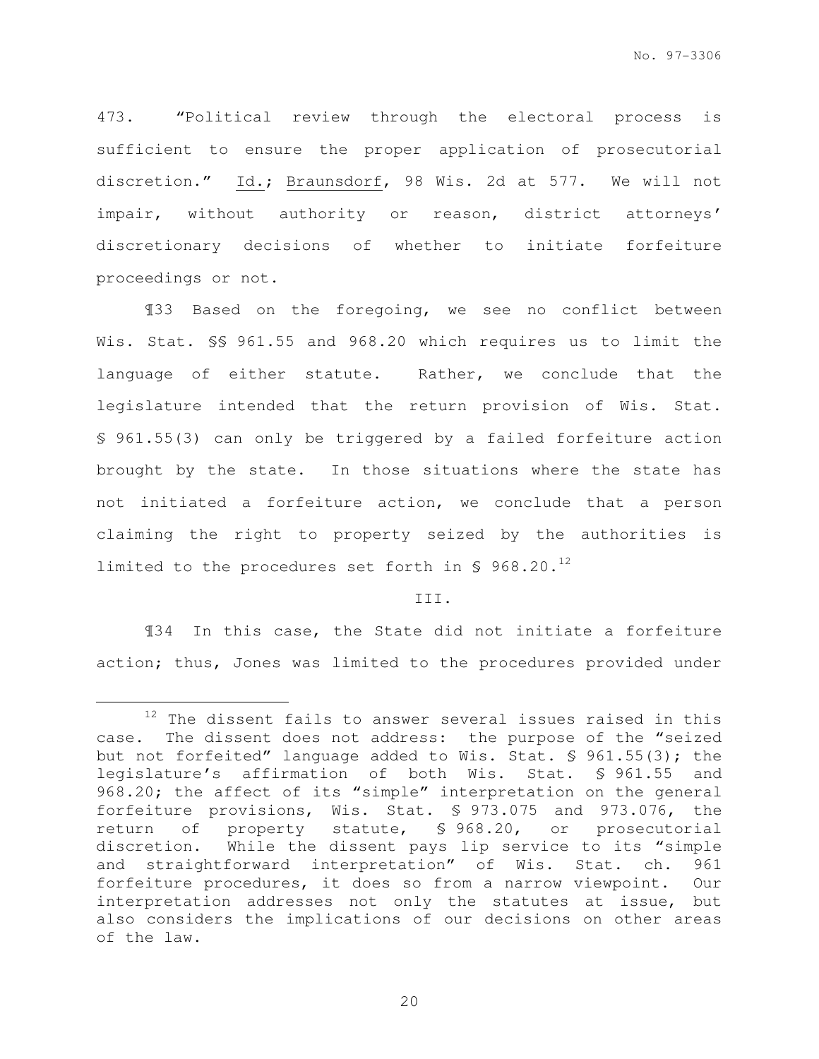473. "Political review through the electoral process is sufficient to ensure the proper application of prosecutorial discretion." Id.; Braunsdorf, 98 Wis. 2d at 577. We will not impair, without authority or reason, district attorneys' discretionary decisions of whether to initiate forfeiture proceedings or not.

¶33 Based on the foregoing, we see no conflict between Wis. Stat. §§ 961.55 and 968.20 which requires us to limit the language of either statute. Rather, we conclude that the legislature intended that the return provision of Wis. Stat. § 961.55(3) can only be triggered by a failed forfeiture action brought by the state. In those situations where the state has not initiated a forfeiture action, we conclude that a person claiming the right to property seized by the authorities is limited to the procedures set forth in § 968.20.[12]

III.

¶34 In this case, the State did not initiate a forfeiture action; thus, Jones was limited to the procedures provided under

---

[12] The dissent fails to answer several issues raised in this case. The dissent does not address: the purpose of the "seized but not forfeited" language added to Wis. Stat. § 961.55(3); the legislature's affirmation of both Wis. Stat. § 961.55 and 968.20; the affect of its "simple" interpretation on the general forfeiture provisions, Wis. Stat. § 973.075 and 973.076, the return of property statute, § 968.20, or prosecutorial discretion. While the dissent pays lip service to its "simple and straightforward interpretation" of Wis. Stat. ch. 961 forfeiture procedures, it does so from a narrow viewpoint. Our interpretation addresses not only the statutes at issue, but also considers the implications of our decisions on other areas of the law.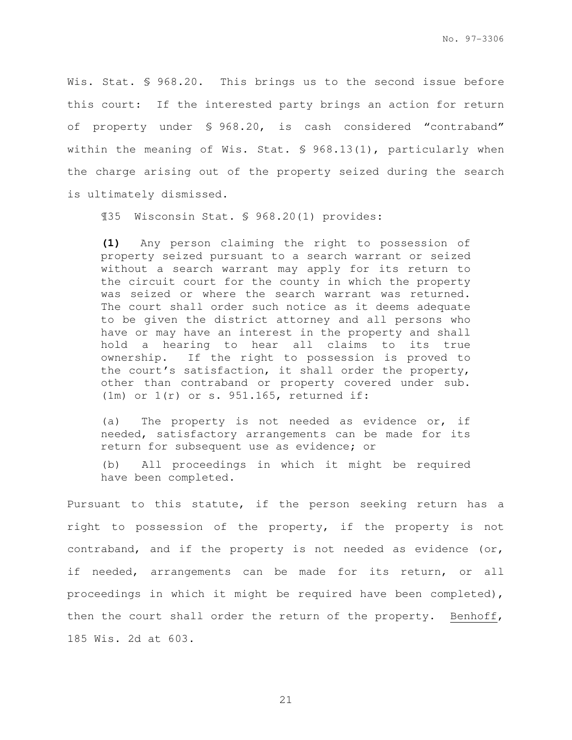Wis. Stat. § 968.20. This brings us to the second issue before this court: If the interested party brings an action for return of property under § 968.20, is cash considered "contraband" within the meaning of Wis. Stat. § 968.13(1), particularly when the charge arising out of the property seized during the search is ultimately dismissed.

¶35 Wisconsin Stat. § 968.20(1) provides:

> **(1)** Any person claiming the right to possession of property seized pursuant to a search warrant or seized without a search warrant may apply for its return to the circuit court for the county in which the property was seized or where the search warrant was returned. The court shall order such notice as it deems adequate to be given the district attorney and all persons who have or may have an interest in the property and shall hold a hearing to hear all claims to its true ownership. If the right to possession is proved to the court's satisfaction, it shall order the property, other than contraband or property covered under sub. (1m) or 1(r) or s. 951.165, returned if:
>
> (a) The property is not needed as evidence or, if needed, satisfactory arrangements can be made for its return for subsequent use as evidence; or
>
> (b) All proceedings in which it might be required have been completed.

Pursuant to this statute, if the person seeking return has a right to possession of the property, if the property is not contraband, and if the property is not needed as evidence (or, if needed, arrangements can be made for its return, or all proceedings in which it might be required have been completed), then the court shall order the return of the property. Benhoff, 185 Wis. 2d at 603.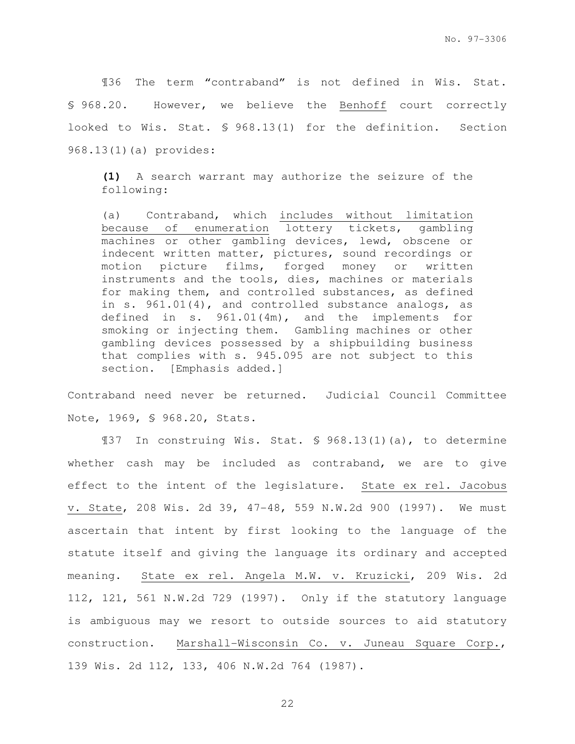¶36 The term "contraband" is not defined in Wis. Stat. § 968.20. However, we believe the Benhoff court correctly looked to Wis. Stat. § 968.13(1) for the definition. Section 968.13(1)(a) provides:

> **(1)** A search warrant may authorize the seizure of the following:
>
> (a) Contraband, which includes without limitation because of enumeration lottery tickets, gambling machines or other gambling devices, lewd, obscene or indecent written matter, pictures, sound recordings or motion picture films, forged money or written instruments and the tools, dies, machines or materials for making them, and controlled substances, as defined in s. 961.01(4), and controlled substance analogs, as defined in s. 961.01(4m), and the implements for smoking or injecting them. Gambling machines or other gambling devices possessed by a shipbuilding business that complies with s. 945.095 are not subject to this section. [Emphasis added.]

Contraband need never be returned. Judicial Council Committee Note, 1969, § 968.20, Stats.

¶37 In construing Wis. Stat. § 968.13(1)(a), to determine whether cash may be included as contraband, we are to give effect to the intent of the legislature. State ex rel. Jacobus v. State, 208 Wis. 2d 39, 47-48, 559 N.W.2d 900 (1997). We must ascertain that intent by first looking to the language of the statute itself and giving the language its ordinary and accepted meaning. State ex rel. Angela M.W. v. Kruzicki, 209 Wis. 2d 112, 121, 561 N.W.2d 729 (1997). Only if the statutory language is ambiguous may we resort to outside sources to aid statutory construction. Marshall-Wisconsin Co. v. Juneau Square Corp., 139 Wis. 2d 112, 133, 406 N.W.2d 764 (1987).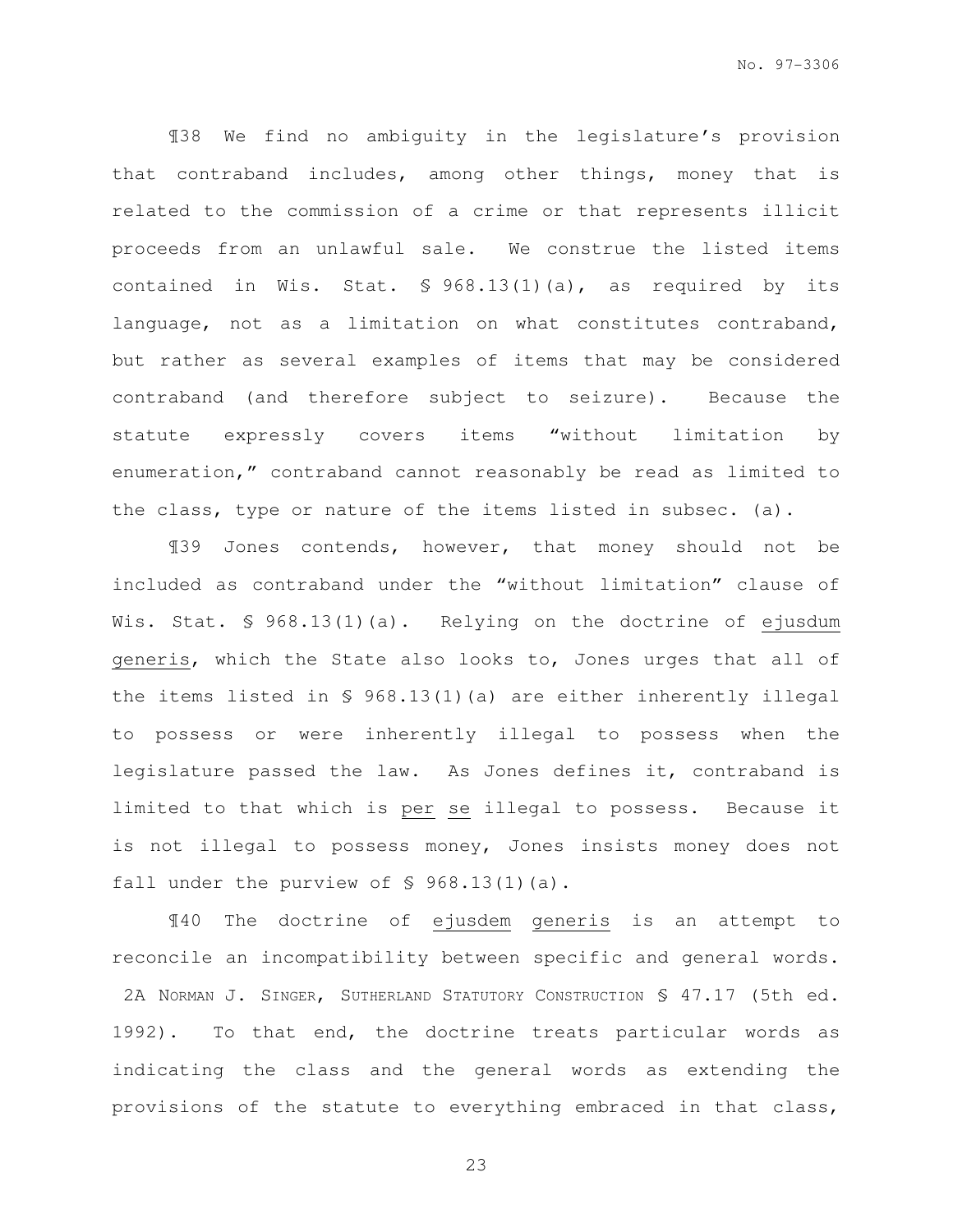¶38 We find no ambiguity in the legislature's provision that contraband includes, among other things, money that is related to the commission of a crime or that represents illicit proceeds from an unlawful sale. We construe the listed items contained in Wis. Stat. § 968.13(1)(a), as required by its language, not as a limitation on what constitutes contraband, but rather as several examples of items that may be considered contraband (and therefore subject to seizure). Because the statute expressly covers items "without limitation by enumeration," contraband cannot reasonably be read as limited to the class, type or nature of the items listed in subsec. (a).

¶39 Jones contends, however, that money should not be included as contraband under the "without limitation" clause of Wis. Stat. § 968.13(1)(a). Relying on the doctrine of ejusdum generis, which the State also looks to, Jones urges that all of the items listed in § 968.13(1)(a) are either inherently illegal to possess or were inherently illegal to possess when the legislature passed the law. As Jones defines it, contraband is limited to that which is per se illegal to possess. Because it is not illegal to possess money, Jones insists money does not fall under the purview of § 968.13(1)(a).

¶40 The doctrine of ejusdem generis is an attempt to reconcile an incompatibility between specific and general words. 2A Norman J. Singer, Sutherland Statutory Construction § 47.17 (5th ed. 1992). To that end, the doctrine treats particular words as indicating the class and the general words as extending the provisions of the statute to everything embraced in that class,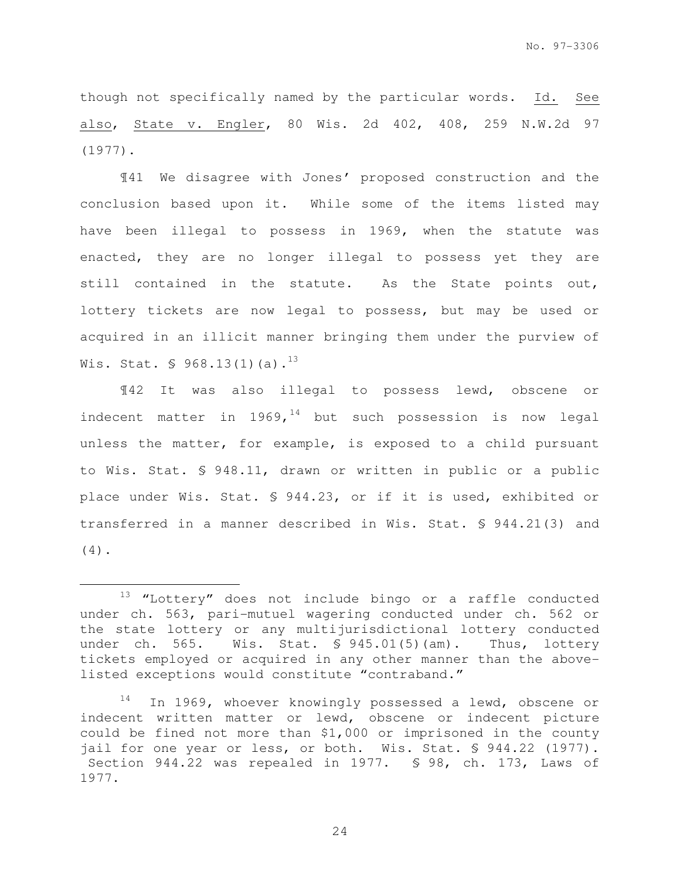though not specifically named by the particular words. Id. See also, State v. Engler, 80 Wis. 2d 402, 408, 259 N.W.2d 97 (1977).

¶41 We disagree with Jones' proposed construction and the conclusion based upon it. While some of the items listed may have been illegal to possess in 1969, when the statute was enacted, they are no longer illegal to possess yet they are still contained in the statute. As the State points out, lottery tickets are now legal to possess, but may be used or acquired in an illicit manner bringing them under the purview of Wis. Stat. § 968.13(1)(a).[13]

¶42 It was also illegal to possess lewd, obscene or indecent matter in 1969,[14] but such possession is now legal unless the matter, for example, is exposed to a child pursuant to Wis. Stat. § 948.11, drawn or written in public or a public place under Wis. Stat. § 944.23, or if it is used, exhibited or transferred in a manner described in Wis. Stat. § 944.21(3) and (4).

---

[13] "Lottery" does not include bingo or a raffle conducted under ch. 563, pari-mutuel wagering conducted under ch. 562 or the state lottery or any multijurisdictional lottery conducted under ch. 565. Wis. Stat. § 945.01(5)(am). Thus, lottery tickets employed or acquired in any other manner than the above-listed exceptions would constitute "contraband."

[14] In 1969, whoever knowingly possessed a lewd, obscene or indecent written matter or lewd, obscene or indecent picture could be fined not more than $1,000 or imprisoned in the county jail for one year or less, or both. Wis. Stat. § 944.22 (1977). Section 944.22 was repealed in 1977. § 98, ch. 173, Laws of 1977.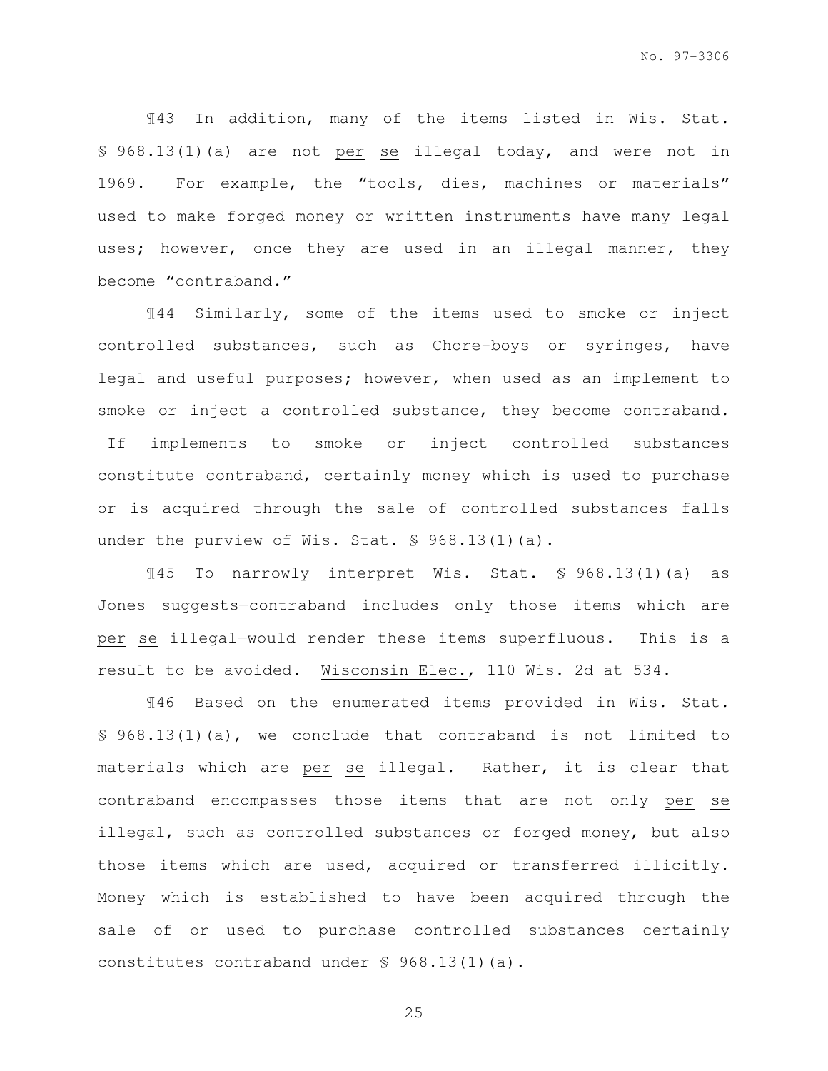¶43 In addition, many of the items listed in Wis. Stat. § 968.13(1)(a) are not per se illegal today, and were not in 1969. For example, the "tools, dies, machines or materials" used to make forged money or written instruments have many legal uses; however, once they are used in an illegal manner, they become "contraband."

¶44 Similarly, some of the items used to smoke or inject controlled substances, such as Chore-boys or syringes, have legal and useful purposes; however, when used as an implement to smoke or inject a controlled substance, they become contraband. If implements to smoke or inject controlled substances constitute contraband, certainly money which is used to purchase or is acquired through the sale of controlled substances falls under the purview of Wis. Stat. § 968.13(1)(a).

¶45 To narrowly interpret Wis. Stat. § 968.13(1)(a) as Jones suggests—contraband includes only those items which are per se illegal—would render these items superfluous. This is a result to be avoided. Wisconsin Elec., 110 Wis. 2d at 534.

¶46 Based on the enumerated items provided in Wis. Stat. § 968.13(1)(a), we conclude that contraband is not limited to materials which are per se illegal. Rather, it is clear that contraband encompasses those items that are not only per se illegal, such as controlled substances or forged money, but also those items which are used, acquired or transferred illicitly. Money which is established to have been acquired through the sale of or used to purchase controlled substances certainly constitutes contraband under § 968.13(1)(a).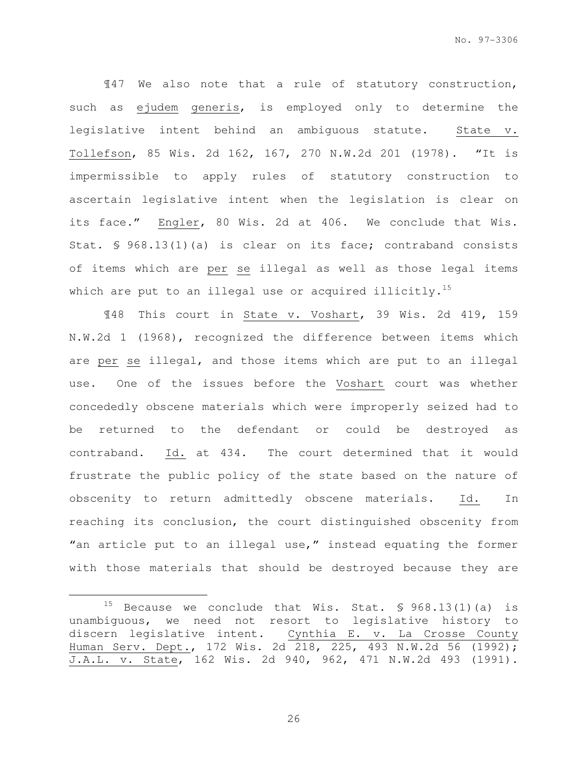¶47 We also note that a rule of statutory construction, such as ejudem generis, is employed only to determine the legislative intent behind an ambiguous statute. State v. Tollefson, 85 Wis. 2d 162, 167, 270 N.W.2d 201 (1978). "It is impermissible to apply rules of statutory construction to ascertain legislative intent when the legislation is clear on its face." Engler, 80 Wis. 2d at 406. We conclude that Wis. Stat. § 968.13(1)(a) is clear on its face; contraband consists of items which are per se illegal as well as those legal items which are put to an illegal use or acquired illicitly.[15]

¶48 This court in State v. Voshart, 39 Wis. 2d 419, 159 N.W.2d 1 (1968), recognized the difference between items which are per se illegal, and those items which are put to an illegal use. One of the issues before the Voshart court was whether concededly obscene materials which were improperly seized had to be returned to the defendant or could be destroyed as contraband. Id. at 434. The court determined that it would frustrate the public policy of the state based on the nature of obscenity to return admittedly obscene materials. Id. In reaching its conclusion, the court distinguished obscenity from "an article put to an illegal use," instead equating the former with those materials that should be destroyed because they are

---

[15] Because we conclude that Wis. Stat. § 968.13(1)(a) is unambiguous, we need not resort to legislative history to discern legislative intent. Cynthia E. v. La Crosse County Human Serv. Dept., 172 Wis. 2d 218, 225, 493 N.W.2d 56 (1992); J.A.L. v. State, 162 Wis. 2d 940, 962, 471 N.W.2d 493 (1991).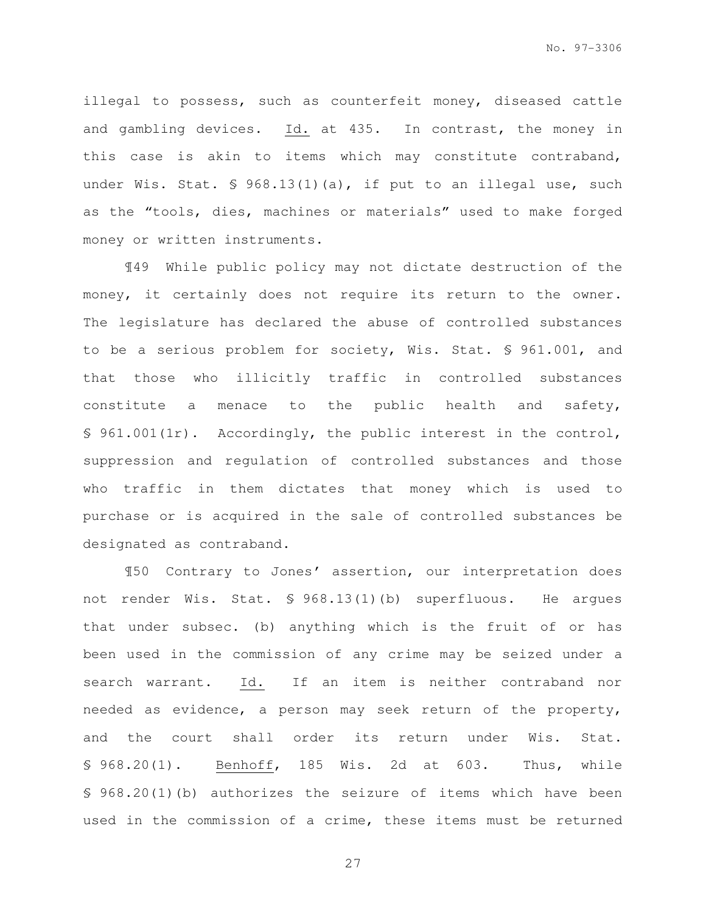illegal to possess, such as counterfeit money, diseased cattle and gambling devices. Id. at 435. In contrast, the money in this case is akin to items which may constitute contraband, under Wis. Stat. § 968.13(1)(a), if put to an illegal use, such as the "tools, dies, machines or materials" used to make forged money or written instruments.

¶49 While public policy may not dictate destruction of the money, it certainly does not require its return to the owner. The legislature has declared the abuse of controlled substances to be a serious problem for society, Wis. Stat. § 961.001, and that those who illicitly traffic in controlled substances constitute a menace to the public health and safety, § 961.001(1r). Accordingly, the public interest in the control, suppression and regulation of controlled substances and those who traffic in them dictates that money which is used to purchase or is acquired in the sale of controlled substances be designated as contraband.

¶50 Contrary to Jones' assertion, our interpretation does not render Wis. Stat. § 968.13(1)(b) superfluous. He argues that under subsec. (b) anything which is the fruit of or has been used in the commission of any crime may be seized under a search warrant. Id. If an item is neither contraband nor needed as evidence, a person may seek return of the property, and the court shall order its return under Wis. Stat. § 968.20(1). Benhoff, 185 Wis. 2d at 603. Thus, while § 968.20(1)(b) authorizes the seizure of items which have been used in the commission of a crime, these items must be returned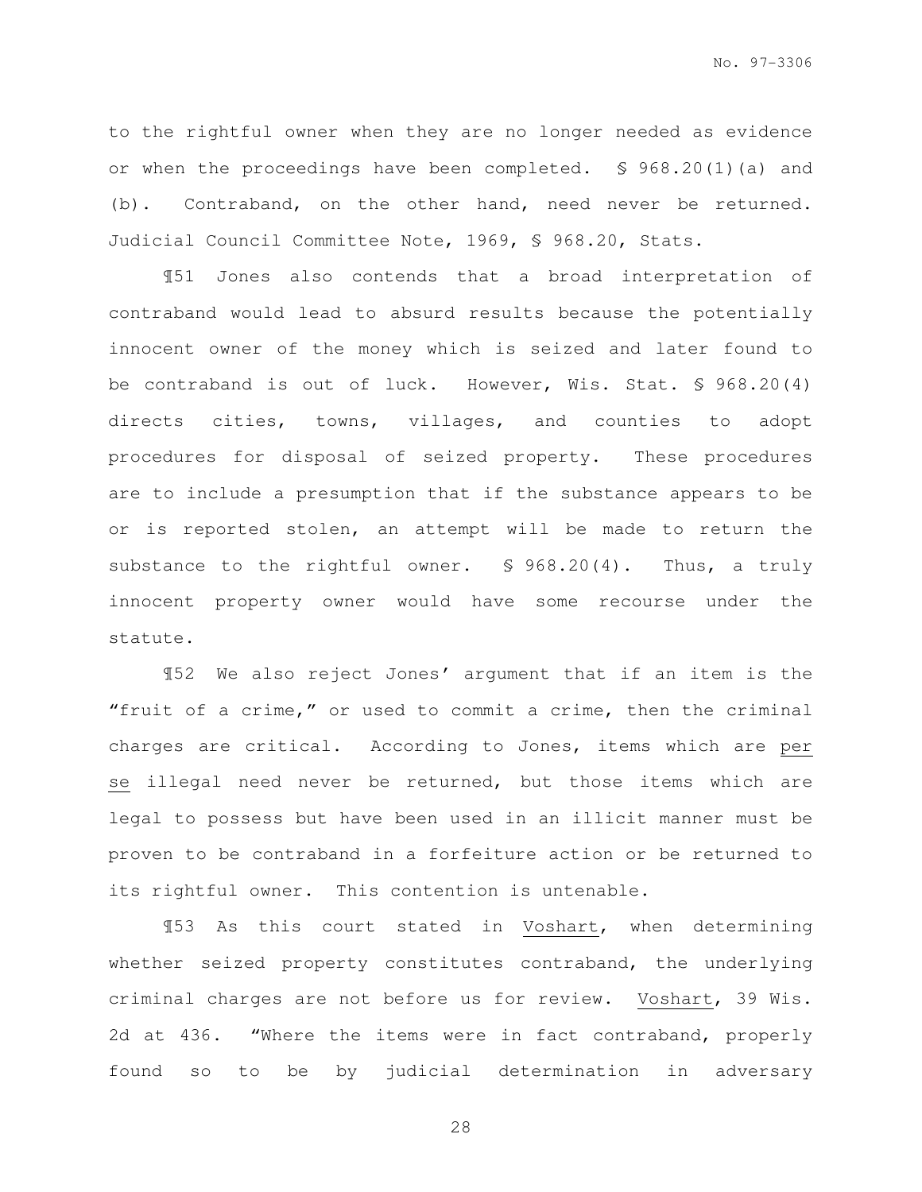to the rightful owner when they are no longer needed as evidence or when the proceedings have been completed. § 968.20(1)(a) and (b). Contraband, on the other hand, need never be returned. Judicial Council Committee Note, 1969, § 968.20, Stats.

¶51 Jones also contends that a broad interpretation of contraband would lead to absurd results because the potentially innocent owner of the money which is seized and later found to be contraband is out of luck. However, Wis. Stat. § 968.20(4) directs cities, towns, villages, and counties to adopt procedures for disposal of seized property. These procedures are to include a presumption that if the substance appears to be or is reported stolen, an attempt will be made to return the substance to the rightful owner. § 968.20(4). Thus, a truly innocent property owner would have some recourse under the statute.

¶52 We also reject Jones' argument that if an item is the "fruit of a crime," or used to commit a crime, then the criminal charges are critical. According to Jones, items which are _per se_ illegal need never be returned, but those items which are legal to possess but have been used in an illicit manner must be proven to be contraband in a forfeiture action or be returned to its rightful owner. This contention is untenable.

¶53 As this court stated in _Voshart_, when determining whether seized property constitutes contraband, the underlying criminal charges are not before us for review. _Voshart_, 39 Wis. 2d at 436. "Where the items were in fact contraband, properly found so to be by judicial determination in adversary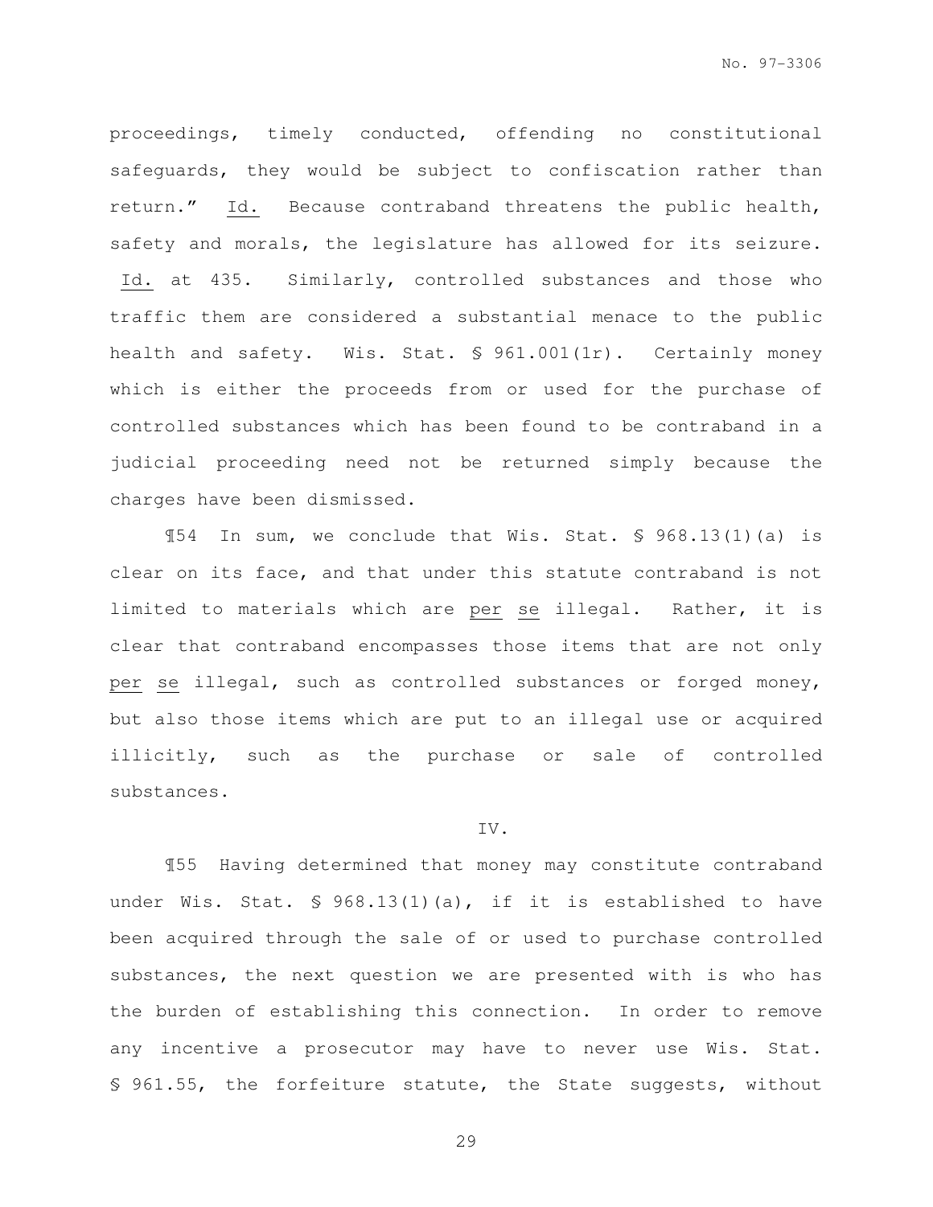proceedings, timely conducted, offending no constitutional safeguards, they would be subject to confiscation rather than return." Id. Because contraband threatens the public health, safety and morals, the legislature has allowed for its seizure. Id. at 435. Similarly, controlled substances and those who traffic them are considered a substantial menace to the public health and safety. Wis. Stat. § 961.001(1r). Certainly money which is either the proceeds from or used for the purchase of controlled substances which has been found to be contraband in a judicial proceeding need not be returned simply because the charges have been dismissed.

¶54 In sum, we conclude that Wis. Stat. § 968.13(1)(a) is clear on its face, and that under this statute contraband is not limited to materials which are per se illegal. Rather, it is clear that contraband encompasses those items that are not only per se illegal, such as controlled substances or forged money, but also those items which are put to an illegal use or acquired illicitly, such as the purchase or sale of controlled substances.

IV.

¶55 Having determined that money may constitute contraband under Wis. Stat. § 968.13(1)(a), if it is established to have been acquired through the sale of or used to purchase controlled substances, the next question we are presented with is who has the burden of establishing this connection. In order to remove any incentive a prosecutor may have to never use Wis. Stat. § 961.55, the forfeiture statute, the State suggests, without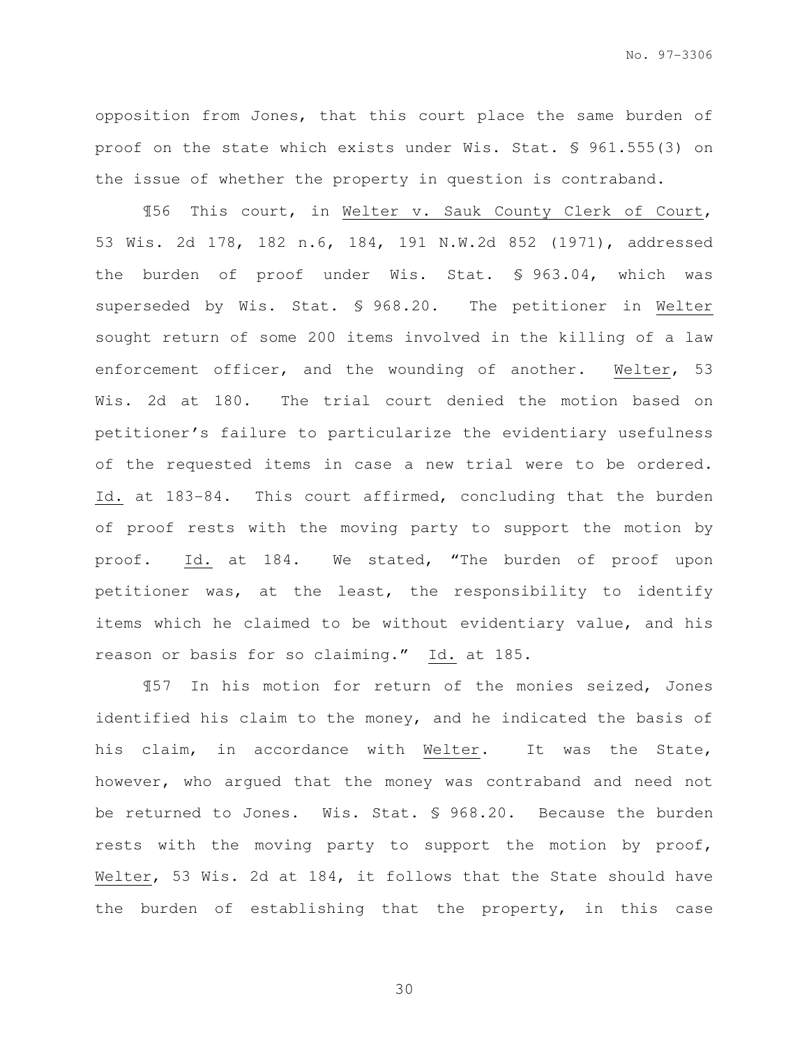opposition from Jones, that this court place the same burden of proof on the state which exists under Wis. Stat. § 961.555(3) on the issue of whether the property in question is contraband.

¶56 This court, in Welter v. Sauk County Clerk of Court, 53 Wis. 2d 178, 182 n.6, 184, 191 N.W.2d 852 (1971), addressed the burden of proof under Wis. Stat. § 963.04, which was superseded by Wis. Stat. § 968.20. The petitioner in Welter sought return of some 200 items involved in the killing of a law enforcement officer, and the wounding of another. Welter, 53 Wis. 2d at 180. The trial court denied the motion based on petitioner's failure to particularize the evidentiary usefulness of the requested items in case a new trial were to be ordered. Id. at 183-84. This court affirmed, concluding that the burden of proof rests with the moving party to support the motion by proof. Id. at 184. We stated, "The burden of proof upon petitioner was, at the least, the responsibility to identify items which he claimed to be without evidentiary value, and his reason or basis for so claiming." Id. at 185.

¶57 In his motion for return of the monies seized, Jones identified his claim to the money, and he indicated the basis of his claim, in accordance with Welter. It was the State, however, who argued that the money was contraband and need not be returned to Jones. Wis. Stat. § 968.20. Because the burden rests with the moving party to support the motion by proof, Welter, 53 Wis. 2d at 184, it follows that the State should have the burden of establishing that the property, in this case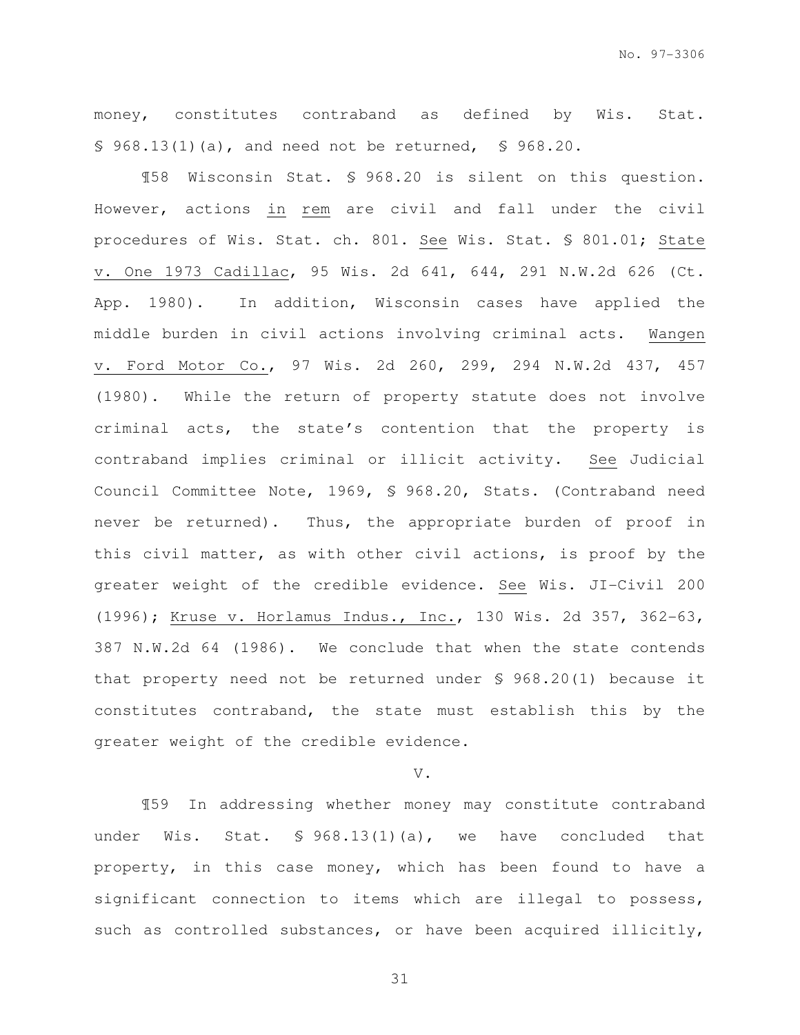money, constitutes contraband as defined by Wis. Stat. § 968.13(1)(a), and need not be returned, § 968.20.

¶58 Wisconsin Stat. § 968.20 is silent on this question. However, actions in rem are civil and fall under the civil procedures of Wis. Stat. ch. 801. See Wis. Stat. § 801.01; State v. One 1973 Cadillac, 95 Wis. 2d 641, 644, 291 N.W.2d 626 (Ct. App. 1980). In addition, Wisconsin cases have applied the middle burden in civil actions involving criminal acts. Wangen v. Ford Motor Co., 97 Wis. 2d 260, 299, 294 N.W.2d 437, 457 (1980). While the return of property statute does not involve criminal acts, the state's contention that the property is contraband implies criminal or illicit activity. See Judicial Council Committee Note, 1969, § 968.20, Stats. (Contraband need never be returned). Thus, the appropriate burden of proof in this civil matter, as with other civil actions, is proof by the greater weight of the credible evidence. See Wis. JI-Civil 200 (1996); Kruse v. Horlamus Indus., Inc., 130 Wis. 2d 357, 362-63, 387 N.W.2d 64 (1986). We conclude that when the state contends that property need not be returned under § 968.20(1) because it constitutes contraband, the state must establish this by the greater weight of the credible evidence.

V.

¶59 In addressing whether money may constitute contraband under Wis. Stat. § 968.13(1)(a), we have concluded that property, in this case money, which has been found to have a significant connection to items which are illegal to possess, such as controlled substances, or have been acquired illicitly,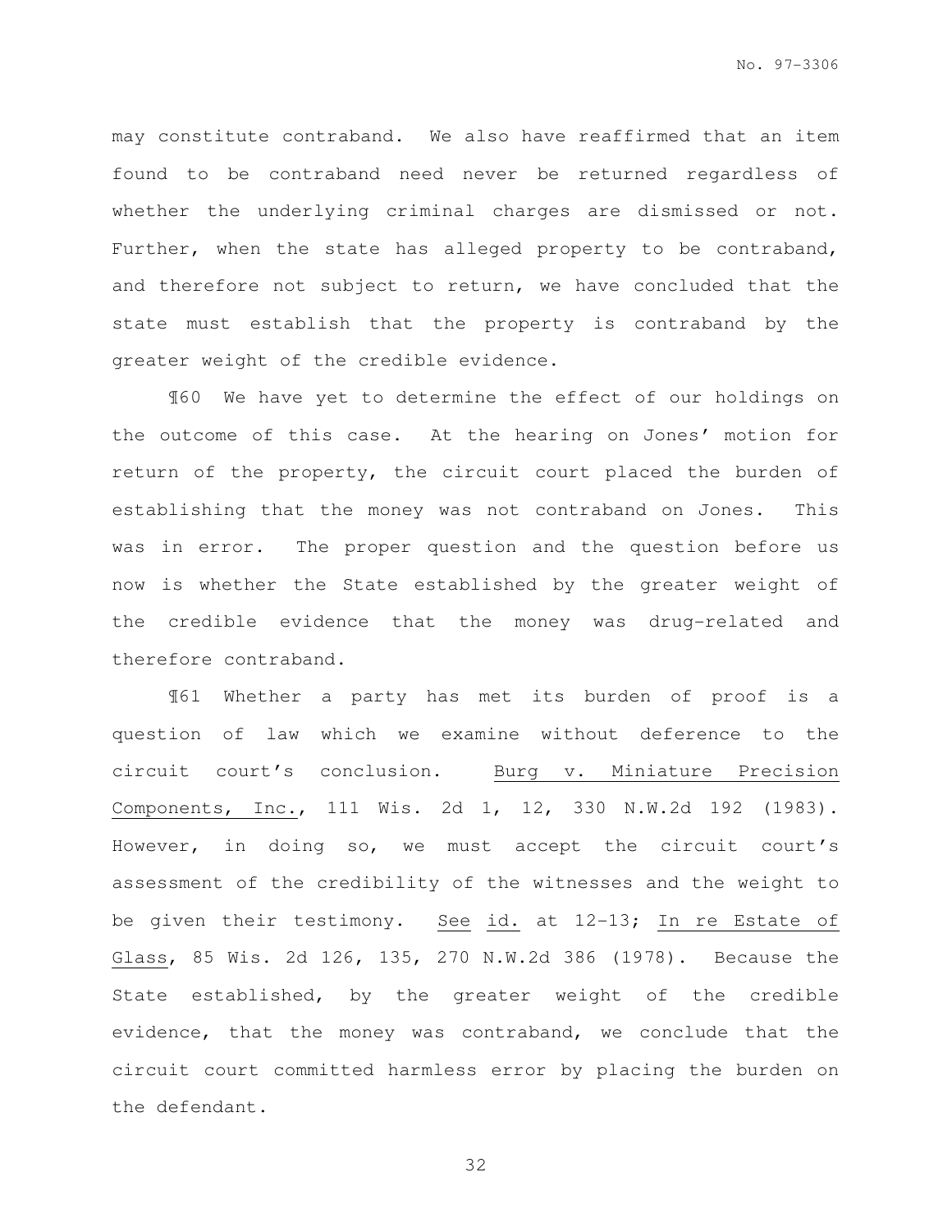may constitute contraband. We also have reaffirmed that an item found to be contraband need never be returned regardless of whether the underlying criminal charges are dismissed or not. Further, when the state has alleged property to be contraband, and therefore not subject to return, we have concluded that the state must establish that the property is contraband by the greater weight of the credible evidence.

¶60 We have yet to determine the effect of our holdings on the outcome of this case. At the hearing on Jones' motion for return of the property, the circuit court placed the burden of establishing that the money was not contraband on Jones. This was in error. The proper question and the question before us now is whether the State established by the greater weight of the credible evidence that the money was drug-related and therefore contraband.

¶61 Whether a party has met its burden of proof is a question of law which we examine without deference to the circuit court's conclusion. Burg v. Miniature Precision Components, Inc., 111 Wis. 2d 1, 12, 330 N.W.2d 192 (1983). However, in doing so, we must accept the circuit court's assessment of the credibility of the witnesses and the weight to be given their testimony. See id. at 12-13; In re Estate of Glass, 85 Wis. 2d 126, 135, 270 N.W.2d 386 (1978). Because the State established, by the greater weight of the credible evidence, that the money was contraband, we conclude that the circuit court committed harmless error by placing the burden on the defendant.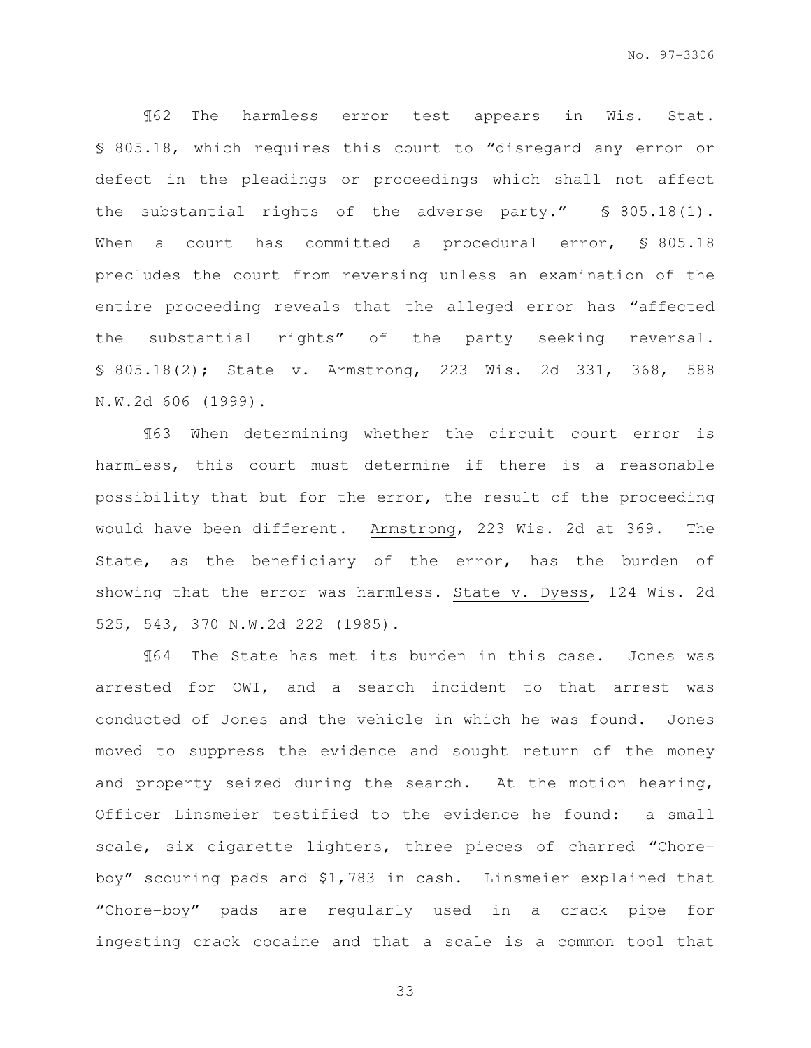¶62 The harmless error test appears in Wis. Stat. § 805.18, which requires this court to "disregard any error or defect in the pleadings or proceedings which shall not affect the substantial rights of the adverse party." § 805.18(1). When a court has committed a procedural error, § 805.18 precludes the court from reversing unless an examination of the entire proceeding reveals that the alleged error has "affected the substantial rights" of the party seeking reversal. § 805.18(2); State v. Armstrong, 223 Wis. 2d 331, 368, 588 N.W.2d 606 (1999).

¶63 When determining whether the circuit court error is harmless, this court must determine if there is a reasonable possibility that but for the error, the result of the proceeding would have been different. Armstrong, 223 Wis. 2d at 369. The State, as the beneficiary of the error, has the burden of showing that the error was harmless. State v. Dyess, 124 Wis. 2d 525, 543, 370 N.W.2d 222 (1985).

¶64 The State has met its burden in this case. Jones was arrested for OWI, and a search incident to that arrest was conducted of Jones and the vehicle in which he was found. Jones moved to suppress the evidence and sought return of the money and property seized during the search. At the motion hearing, Officer Linsmeier testified to the evidence he found: a small scale, six cigarette lighters, three pieces of charred "Chore-boy" scouring pads and $1,783 in cash. Linsmeier explained that "Chore-boy" pads are regularly used in a crack pipe for ingesting crack cocaine and that a scale is a common tool that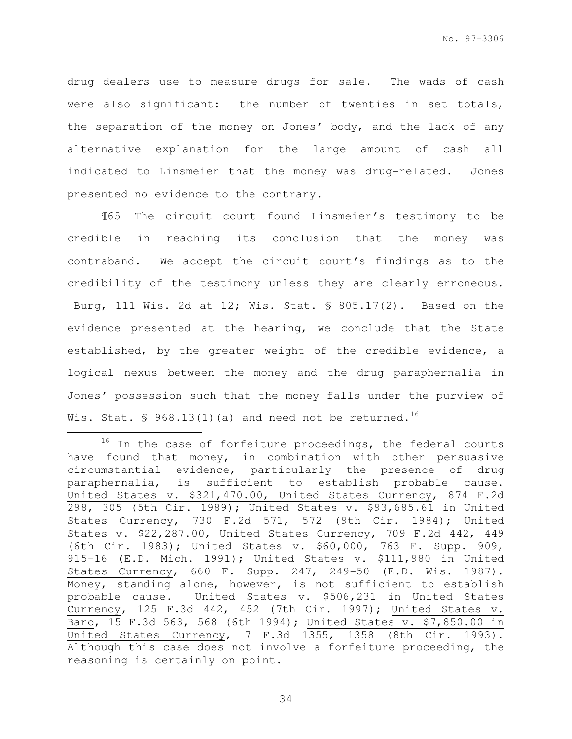drug dealers use to measure drugs for sale. The wads of cash were also significant: the number of twenties in set totals, the separation of the money on Jones' body, and the lack of any alternative explanation for the large amount of cash all indicated to Linsmeier that the money was drug-related. Jones presented no evidence to the contrary.

¶65 The circuit court found Linsmeier's testimony to be credible in reaching its conclusion that the money was contraband. We accept the circuit court's findings as to the credibility of the testimony unless they are clearly erroneous. Burg, 111 Wis. 2d at 12; Wis. Stat. § 805.17(2). Based on the evidence presented at the hearing, we conclude that the State established, by the greater weight of the credible evidence, a logical nexus between the money and the drug paraphernalia in Jones' possession such that the money falls under the purview of Wis. Stat. § 968.13(1)(a) and need not be returned.[16]

---

[16] In the case of forfeiture proceedings, the federal courts have found that money, in combination with other persuasive circumstantial evidence, particularly the presence of drug paraphernalia, is sufficient to establish probable cause. United States v. $321,470.00, United States Currency, 874 F.2d 298, 305 (5th Cir. 1989); United States v. $93,685.61 in United States Currency, 730 F.2d 571, 572 (9th Cir. 1984); United States v. $22,287.00, United States Currency, 709 F.2d 442, 449 (6th Cir. 1983); United States v. $60,000, 763 F. Supp. 909, 915-16 (E.D. Mich. 1991); United States v. $111,980 in United States Currency, 660 F. Supp. 247, 249-50 (E.D. Wis. 1987). Money, standing alone, however, is not sufficient to establish probable cause. United States v. $506,231 in United States Currency, 125 F.3d 442, 452 (7th Cir. 1997); United States v. Baro, 15 F.3d 563, 568 (6th 1994); United States v. $7,850.00 in United States Currency, 7 F.3d 1355, 1358 (8th Cir. 1993). Although this case does not involve a forfeiture proceeding, the reasoning is certainly on point.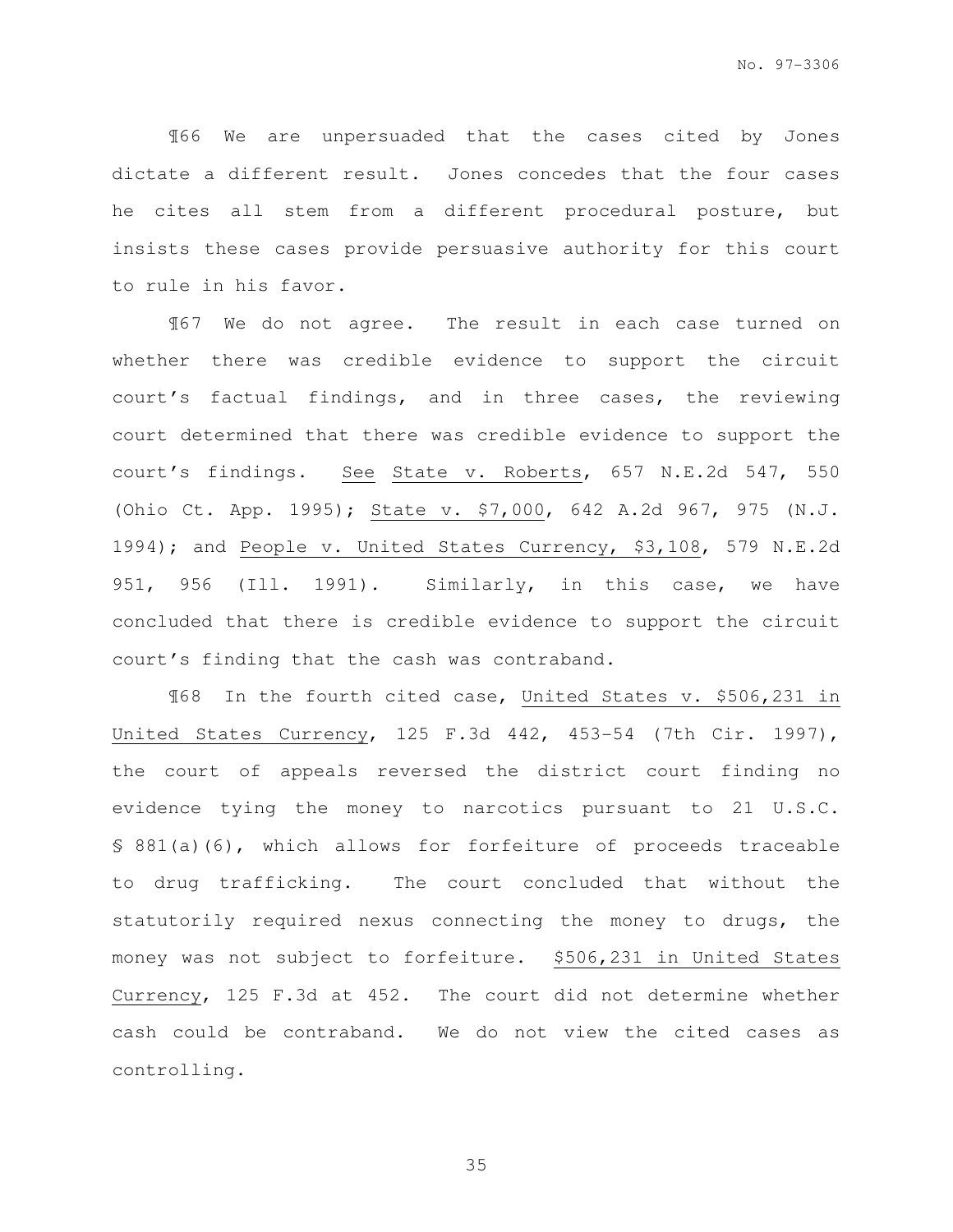¶66 We are unpersuaded that the cases cited by Jones dictate a different result. Jones concedes that the four cases he cites all stem from a different procedural posture, but insists these cases provide persuasive authority for this court to rule in his favor.

¶67 We do not agree. The result in each case turned on whether there was credible evidence to support the circuit court's factual findings, and in three cases, the reviewing court determined that there was credible evidence to support the court's findings. See State v. Roberts, 657 N.E.2d 547, 550 (Ohio Ct. App. 1995); State v. $7,000, 642 A.2d 967, 975 (N.J. 1994); and People v. United States Currency, $3,108, 579 N.E.2d 951, 956 (Ill. 1991). Similarly, in this case, we have concluded that there is credible evidence to support the circuit court's finding that the cash was contraband.

¶68 In the fourth cited case, United States v. $506,231 in United States Currency, 125 F.3d 442, 453-54 (7th Cir. 1997), the court of appeals reversed the district court finding no evidence tying the money to narcotics pursuant to 21 U.S.C. § 881(a)(6), which allows for forfeiture of proceeds traceable to drug trafficking. The court concluded that without the statutorily required nexus connecting the money to drugs, the money was not subject to forfeiture. $506,231 in United States Currency, 125 F.3d at 452. The court did not determine whether cash could be contraband. We do not view the cited cases as controlling.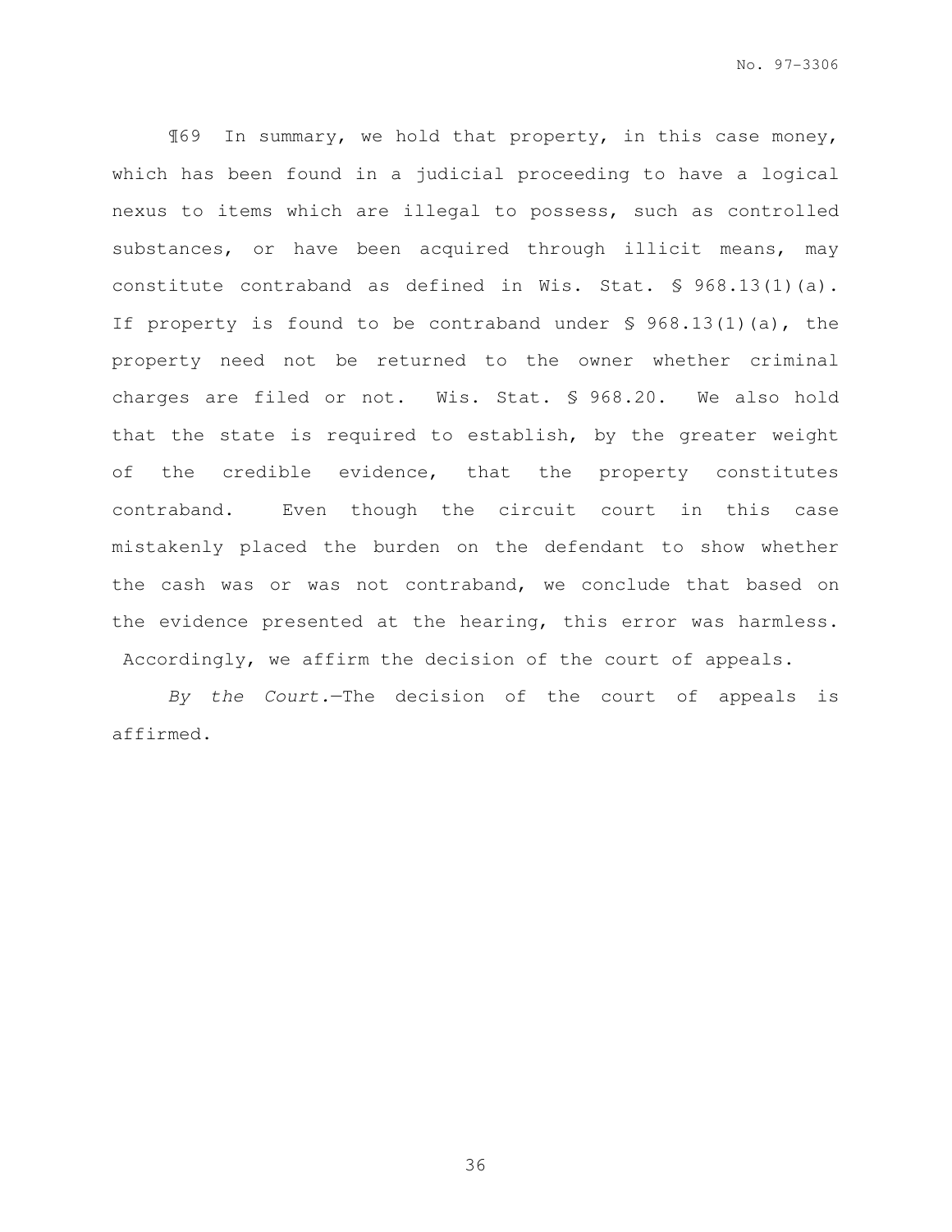¶69 In summary, we hold that property, in this case money, which has been found in a judicial proceeding to have a logical nexus to items which are illegal to possess, such as controlled substances, or have been acquired through illicit means, may constitute contraband as defined in Wis. Stat. § 968.13(1)(a). If property is found to be contraband under § 968.13(1)(a), the property need not be returned to the owner whether criminal charges are filed or not. Wis. Stat. § 968.20. We also hold that the state is required to establish, by the greater weight of the credible evidence, that the property constitutes contraband. Even though the circuit court in this case mistakenly placed the burden on the defendant to show whether the cash was or was not contraband, we conclude that based on the evidence presented at the hearing, this error was harmless. Accordingly, we affirm the decision of the court of appeals.

*By the Court.*—The decision of the court of appeals is affirmed.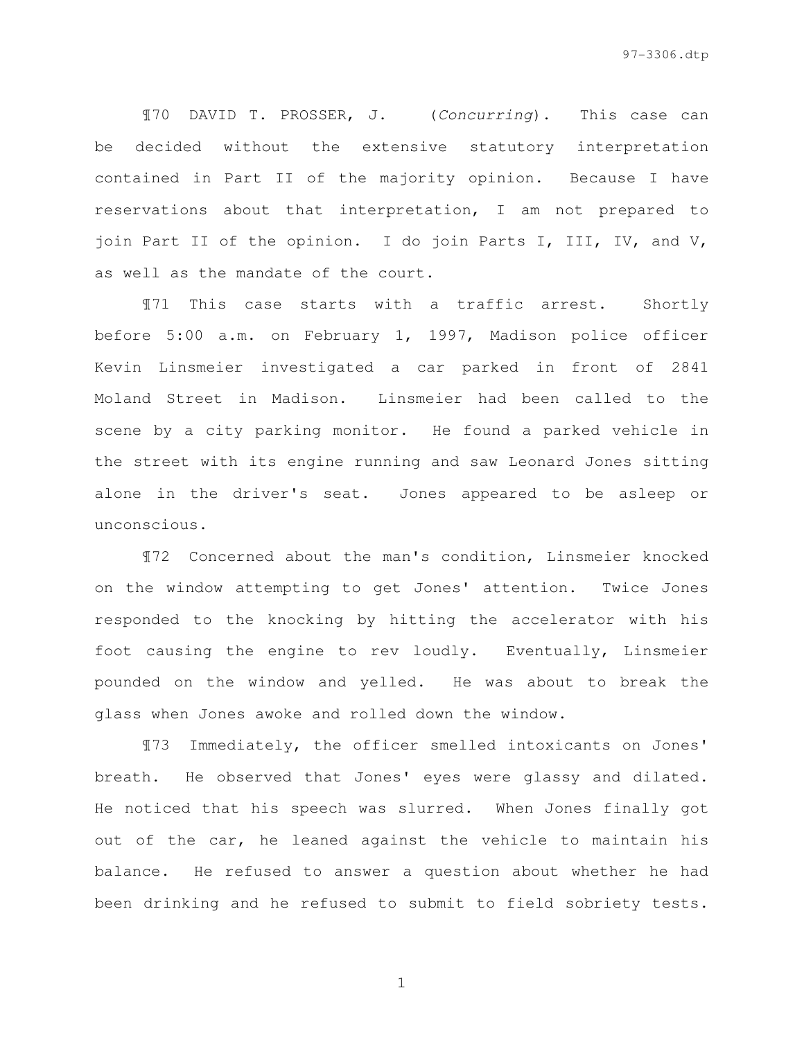¶70 DAVID T. PROSSER, J. (*Concurring*). This case can be decided without the extensive statutory interpretation contained in Part II of the majority opinion. Because I have reservations about that interpretation, I am not prepared to join Part II of the opinion. I do join Parts I, III, IV, and V, as well as the mandate of the court.

¶71 This case starts with a traffic arrest. Shortly before 5:00 a.m. on February 1, 1997, Madison police officer Kevin Linsmeier investigated a car parked in front of 2841 Moland Street in Madison. Linsmeier had been called to the scene by a city parking monitor. He found a parked vehicle in the street with its engine running and saw Leonard Jones sitting alone in the driver's seat. Jones appeared to be asleep or unconscious.

¶72 Concerned about the man's condition, Linsmeier knocked on the window attempting to get Jones' attention. Twice Jones responded to the knocking by hitting the accelerator with his foot causing the engine to rev loudly. Eventually, Linsmeier pounded on the window and yelled. He was about to break the glass when Jones awoke and rolled down the window.

¶73 Immediately, the officer smelled intoxicants on Jones' breath. He observed that Jones' eyes were glassy and dilated. He noticed that his speech was slurred. When Jones finally got out of the car, he leaned against the vehicle to maintain his balance. He refused to answer a question about whether he had been drinking and he refused to submit to field sobriety tests.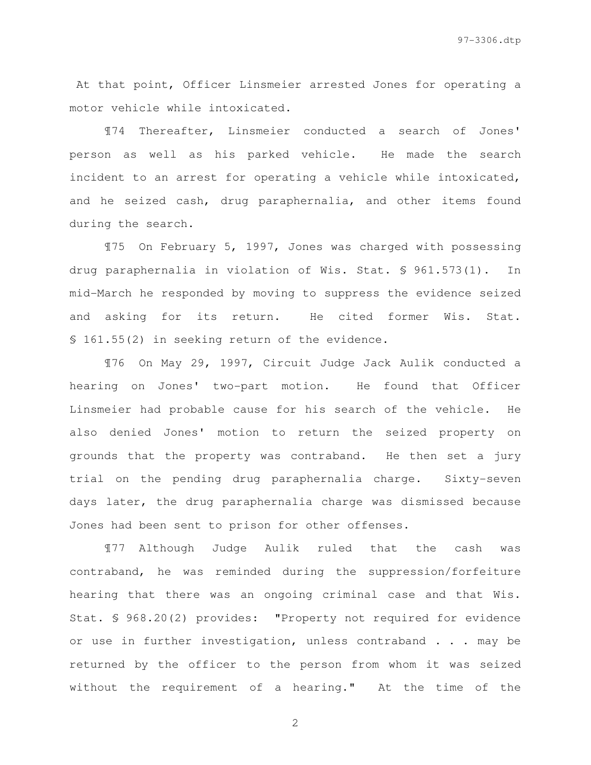At that point, Officer Linsmeier arrested Jones for operating a motor vehicle while intoxicated.

¶74 Thereafter, Linsmeier conducted a search of Jones' person as well as his parked vehicle. He made the search incident to an arrest for operating a vehicle while intoxicated, and he seized cash, drug paraphernalia, and other items found during the search.

¶75 On February 5, 1997, Jones was charged with possessing drug paraphernalia in violation of Wis. Stat. § 961.573(1). In mid-March he responded by moving to suppress the evidence seized and asking for its return. He cited former Wis. Stat. § 161.55(2) in seeking return of the evidence.

¶76 On May 29, 1997, Circuit Judge Jack Aulik conducted a hearing on Jones' two-part motion. He found that Officer Linsmeier had probable cause for his search of the vehicle. He also denied Jones' motion to return the seized property on grounds that the property was contraband. He then set a jury trial on the pending drug paraphernalia charge. Sixty-seven days later, the drug paraphernalia charge was dismissed because Jones had been sent to prison for other offenses.

¶77 Although Judge Aulik ruled that the cash was contraband, he was reminded during the suppression/forfeiture hearing that there was an ongoing criminal case and that Wis. Stat. § 968.20(2) provides: "Property not required for evidence or use in further investigation, unless contraband . . . may be returned by the officer to the person from whom it was seized without the requirement of a hearing." At the time of the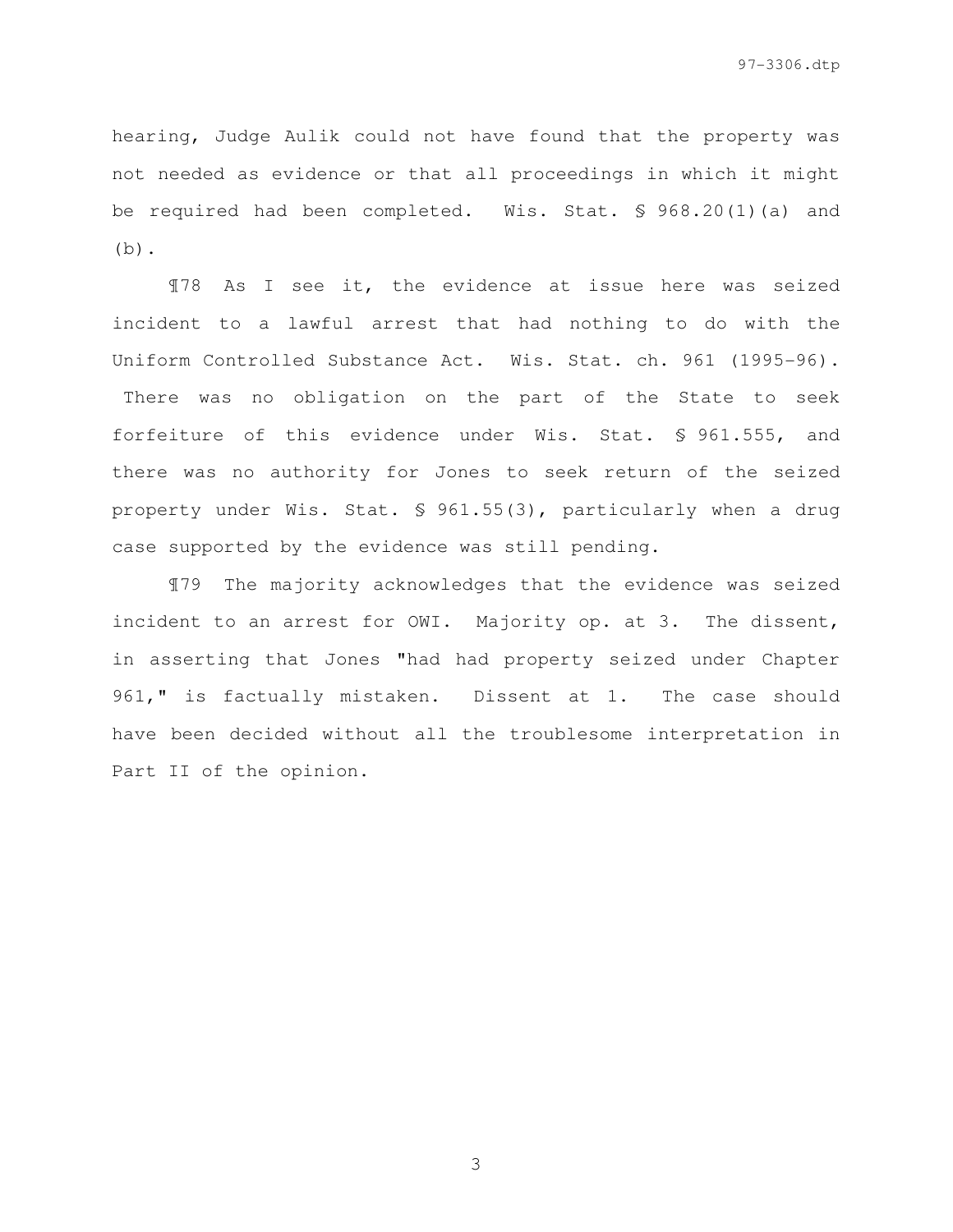hearing, Judge Aulik could not have found that the property was not needed as evidence or that all proceedings in which it might be required had been completed. Wis. Stat. § 968.20(1)(a) and (b).

¶78 As I see it, the evidence at issue here was seized incident to a lawful arrest that had nothing to do with the Uniform Controlled Substance Act. Wis. Stat. ch. 961 (1995-96). There was no obligation on the part of the State to seek forfeiture of this evidence under Wis. Stat. § 961.555, and there was no authority for Jones to seek return of the seized property under Wis. Stat. § 961.55(3), particularly when a drug case supported by the evidence was still pending.

¶79 The majority acknowledges that the evidence was seized incident to an arrest for OWI. Majority op. at 3. The dissent, in asserting that Jones "had had property seized under Chapter 961," is factually mistaken. Dissent at 1. The case should have been decided without all the troublesome interpretation in Part II of the opinion.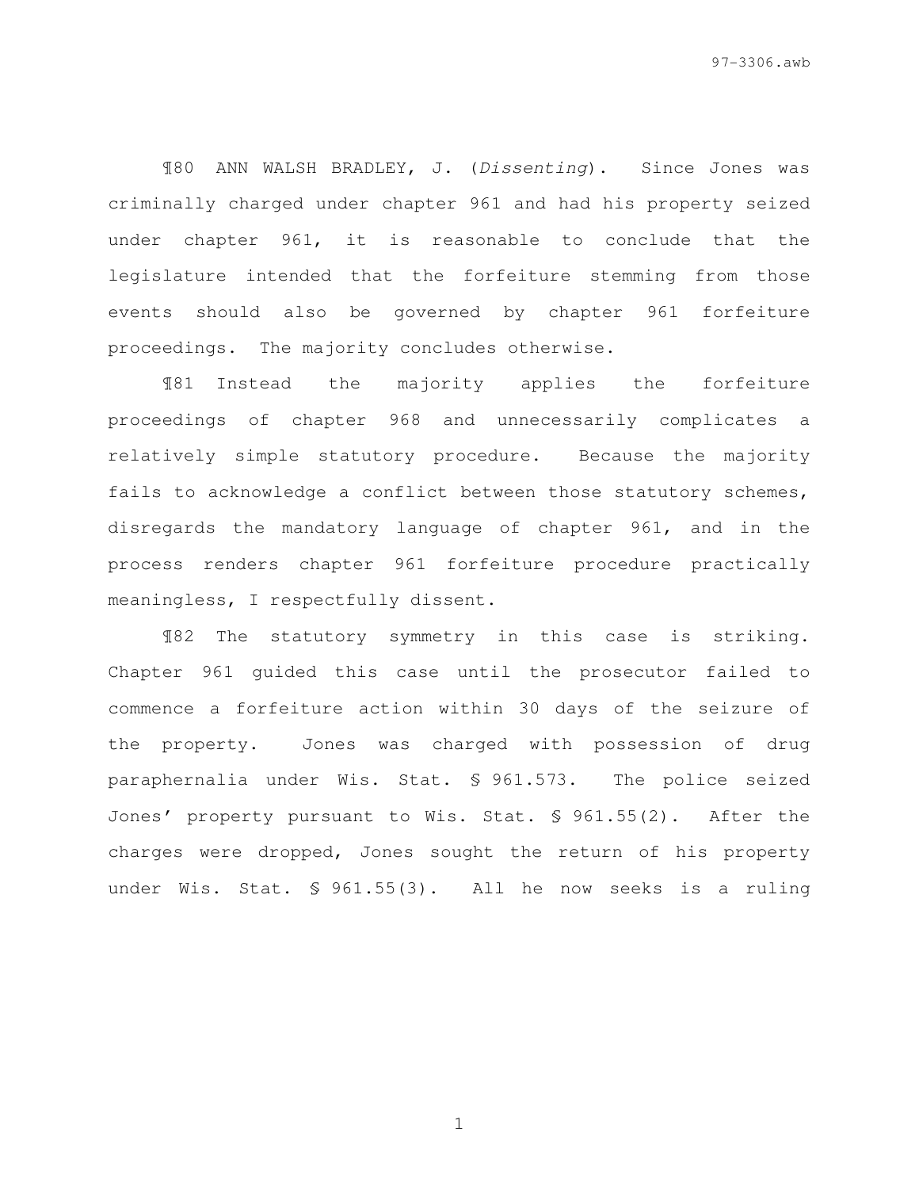¶80 ANN WALSH BRADLEY, J. (*Dissenting*). Since Jones was criminally charged under chapter 961 and had his property seized under chapter 961, it is reasonable to conclude that the legislature intended that the forfeiture stemming from those events should also be governed by chapter 961 forfeiture proceedings. The majority concludes otherwise.

¶81 Instead the majority applies the forfeiture proceedings of chapter 968 and unnecessarily complicates a relatively simple statutory procedure. Because the majority fails to acknowledge a conflict between those statutory schemes, disregards the mandatory language of chapter 961, and in the process renders chapter 961 forfeiture procedure practically meaningless, I respectfully dissent.

¶82 The statutory symmetry in this case is striking. Chapter 961 guided this case until the prosecutor failed to commence a forfeiture action within 30 days of the seizure of the property. Jones was charged with possession of drug paraphernalia under Wis. Stat. § 961.573. The police seized Jones' property pursuant to Wis. Stat. § 961.55(2). After the charges were dropped, Jones sought the return of his property under Wis. Stat. § 961.55(3). All he now seeks is a ruling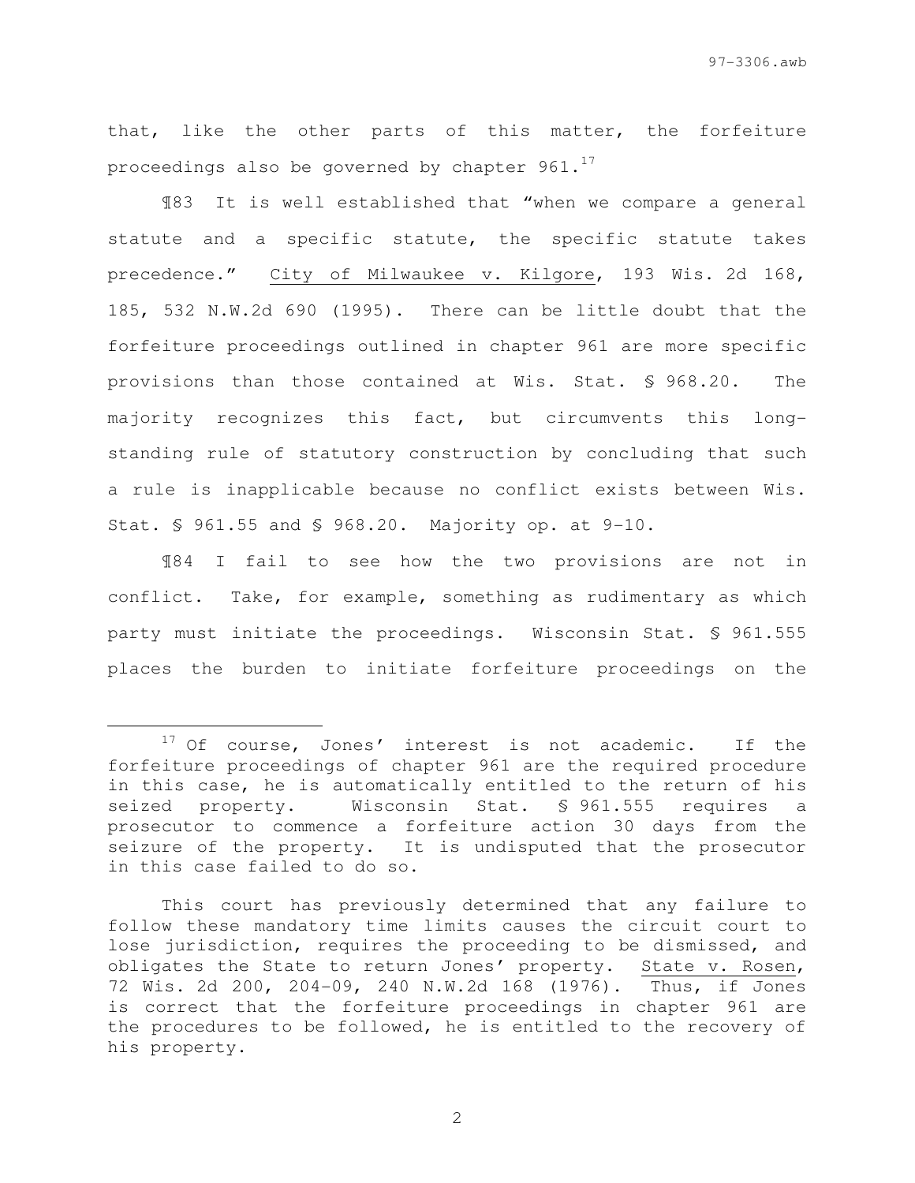that, like the other parts of this matter, the forfeiture proceedings also be governed by chapter 961.[17]

¶83 It is well established that "when we compare a general statute and a specific statute, the specific statute takes precedence." City of Milwaukee v. Kilgore, 193 Wis. 2d 168, 185, 532 N.W.2d 690 (1995). There can be little doubt that the forfeiture proceedings outlined in chapter 961 are more specific provisions than those contained at Wis. Stat. § 968.20. The majority recognizes this fact, but circumvents this long-standing rule of statutory construction by concluding that such a rule is inapplicable because no conflict exists between Wis. Stat. § 961.55 and § 968.20. Majority op. at 9-10.

¶84 I fail to see how the two provisions are not in conflict. Take, for example, something as rudimentary as which party must initiate the proceedings. Wisconsin Stat. § 961.555 places the burden to initiate forfeiture proceedings on the

---

[17] Of course, Jones' interest is not academic. If the forfeiture proceedings of chapter 961 are the required procedure in this case, he is automatically entitled to the return of his seized property. Wisconsin Stat. § 961.555 requires a prosecutor to commence a forfeiture action 30 days from the seizure of the property. It is undisputed that the prosecutor in this case failed to do so.

This court has previously determined that any failure to follow these mandatory time limits causes the circuit court to lose jurisdiction, requires the proceeding to be dismissed, and obligates the State to return Jones' property. State v. Rosen, 72 Wis. 2d 200, 204-09, 240 N.W.2d 168 (1976). Thus, if Jones is correct that the forfeiture proceedings in chapter 961 are the procedures to be followed, he is entitled to the recovery of his property.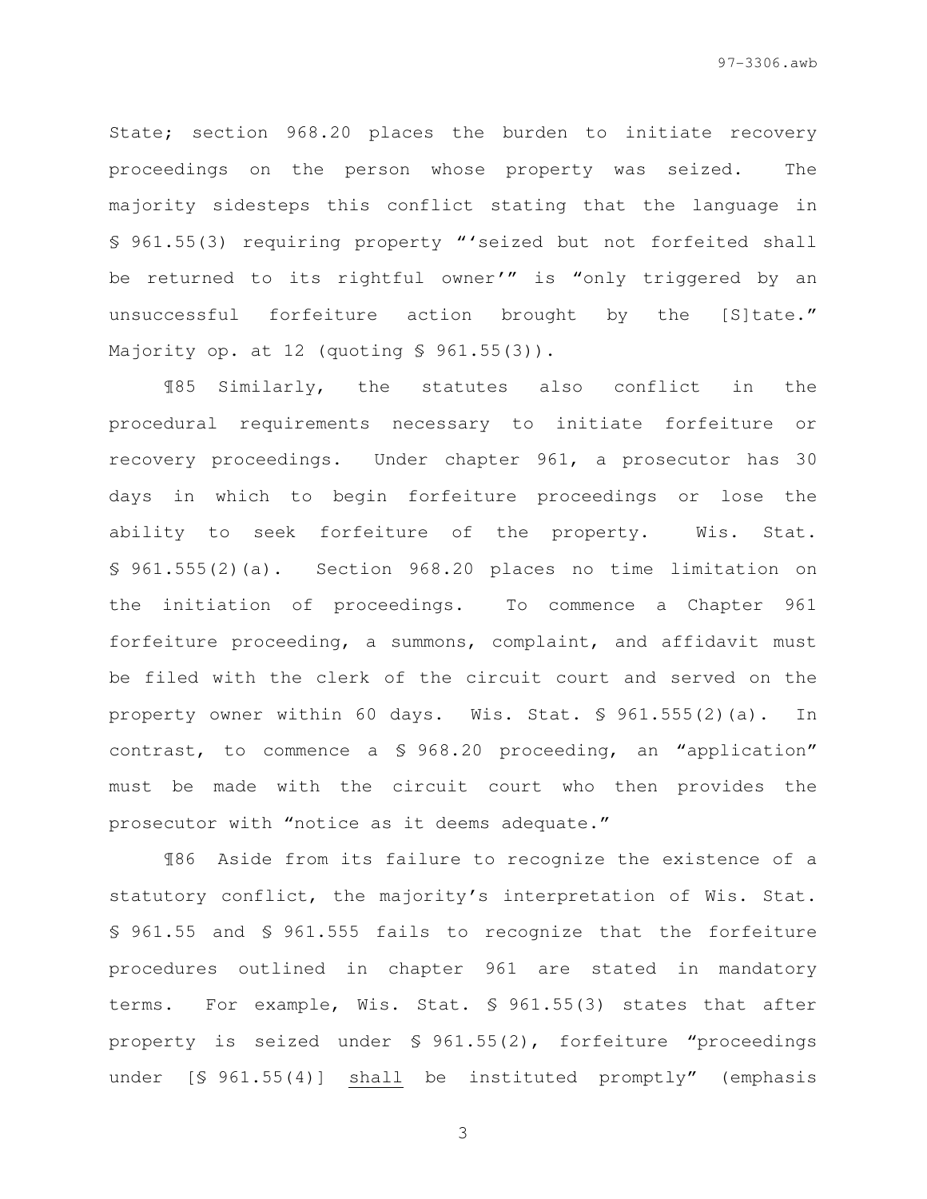State; section 968.20 places the burden to initiate recovery proceedings on the person whose property was seized. The majority sidesteps this conflict stating that the language in § 961.55(3) requiring property "'seized but not forfeited shall be returned to its rightful owner'" is "only triggered by an unsuccessful forfeiture action brought by the [S]tate." Majority op. at 12 (quoting § 961.55(3)).

¶85 Similarly, the statutes also conflict in the procedural requirements necessary to initiate forfeiture or recovery proceedings. Under chapter 961, a prosecutor has 30 days in which to begin forfeiture proceedings or lose the ability to seek forfeiture of the property. Wis. Stat. § 961.555(2)(a). Section 968.20 places no time limitation on the initiation of proceedings. To commence a Chapter 961 forfeiture proceeding, a summons, complaint, and affidavit must be filed with the clerk of the circuit court and served on the property owner within 60 days. Wis. Stat. § 961.555(2)(a). In contrast, to commence a § 968.20 proceeding, an "application" must be made with the circuit court who then provides the prosecutor with "notice as it deems adequate."

¶86 Aside from its failure to recognize the existence of a statutory conflict, the majority's interpretation of Wis. Stat. § 961.55 and § 961.555 fails to recognize that the forfeiture procedures outlined in chapter 961 are stated in mandatory terms. For example, Wis. Stat. § 961.55(3) states that after property is seized under § 961.55(2), forfeiture "proceedings under [§ 961.55(4)] <u>shall</u> be instituted promptly" (emphasis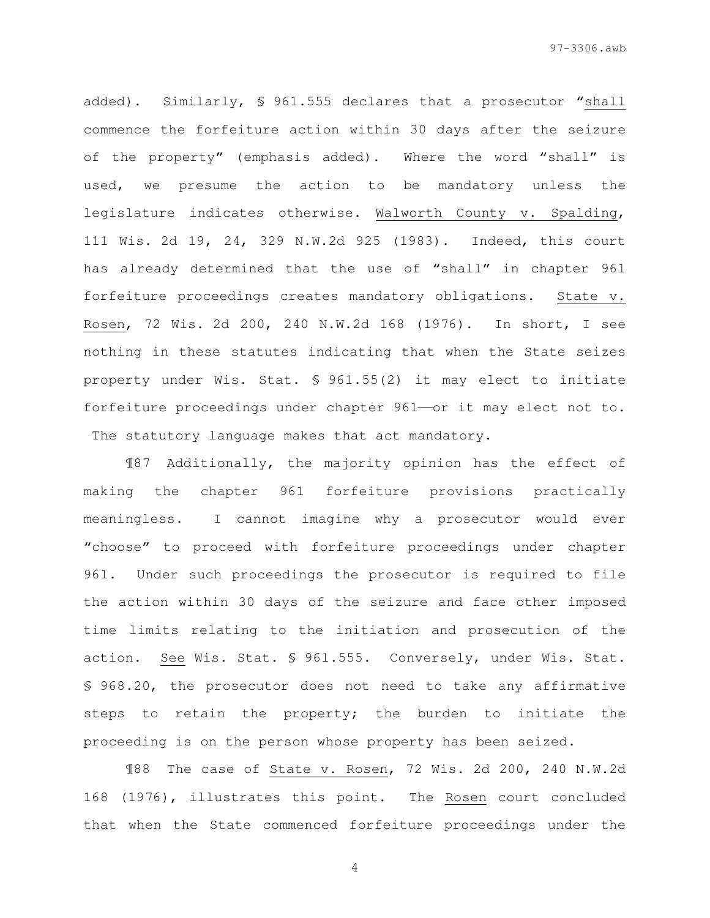added). Similarly, § 961.555 declares that a prosecutor "shall commence the forfeiture action within 30 days after the seizure of the property" (emphasis added). Where the word "shall" is used, we presume the action to be mandatory unless the legislature indicates otherwise. Walworth County v. Spalding, 111 Wis. 2d 19, 24, 329 N.W.2d 925 (1983). Indeed, this court has already determined that the use of "shall" in chapter 961 forfeiture proceedings creates mandatory obligations. State v. Rosen, 72 Wis. 2d 200, 240 N.W.2d 168 (1976). In short, I see nothing in these statutes indicating that when the State seizes property under Wis. Stat. § 961.55(2) it may elect to initiate forfeiture proceedings under chapter 961——or it may elect not to. The statutory language makes that act mandatory.

¶87 Additionally, the majority opinion has the effect of making the chapter 961 forfeiture provisions practically meaningless. I cannot imagine why a prosecutor would ever "choose" to proceed with forfeiture proceedings under chapter 961. Under such proceedings the prosecutor is required to file the action within 30 days of the seizure and face other imposed time limits relating to the initiation and prosecution of the action. See Wis. Stat. § 961.555. Conversely, under Wis. Stat. § 968.20, the prosecutor does not need to take any affirmative steps to retain the property; the burden to initiate the proceeding is on the person whose property has been seized.

¶88 The case of State v. Rosen, 72 Wis. 2d 200, 240 N.W.2d 168 (1976), illustrates this point. The Rosen court concluded that when the State commenced forfeiture proceedings under the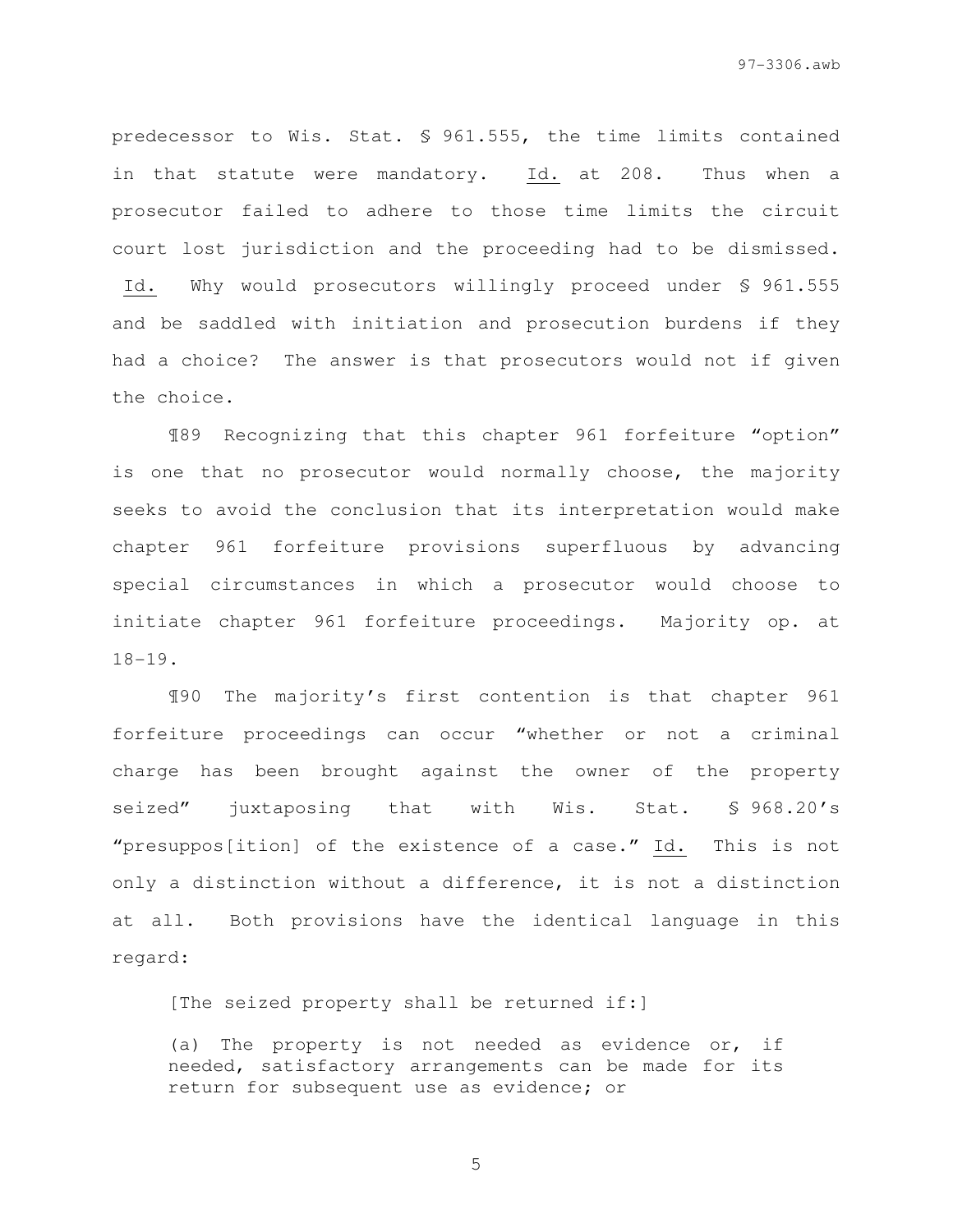predecessor to Wis. Stat. § 961.555, the time limits contained in that statute were mandatory. Id. at 208. Thus when a prosecutor failed to adhere to those time limits the circuit court lost jurisdiction and the proceeding had to be dismissed. Id. Why would prosecutors willingly proceed under § 961.555 and be saddled with initiation and prosecution burdens if they had a choice? The answer is that prosecutors would not if given the choice.

¶89 Recognizing that this chapter 961 forfeiture "option" is one that no prosecutor would normally choose, the majority seeks to avoid the conclusion that its interpretation would make chapter 961 forfeiture provisions superfluous by advancing special circumstances in which a prosecutor would choose to initiate chapter 961 forfeiture proceedings. Majority op. at 18-19.

¶90 The majority's first contention is that chapter 961 forfeiture proceedings can occur "whether or not a criminal charge has been brought against the owner of the property seized" juxtaposing that with Wis. Stat. § 968.20's "presuppos[ition] of the existence of a case." Id. This is not only a distinction without a difference, it is not a distinction at all. Both provisions have the identical language in this regard:

> [The seized property shall be returned if:]
>
> (a) The property is not needed as evidence or, if needed, satisfactory arrangements can be made for its return for subsequent use as evidence; or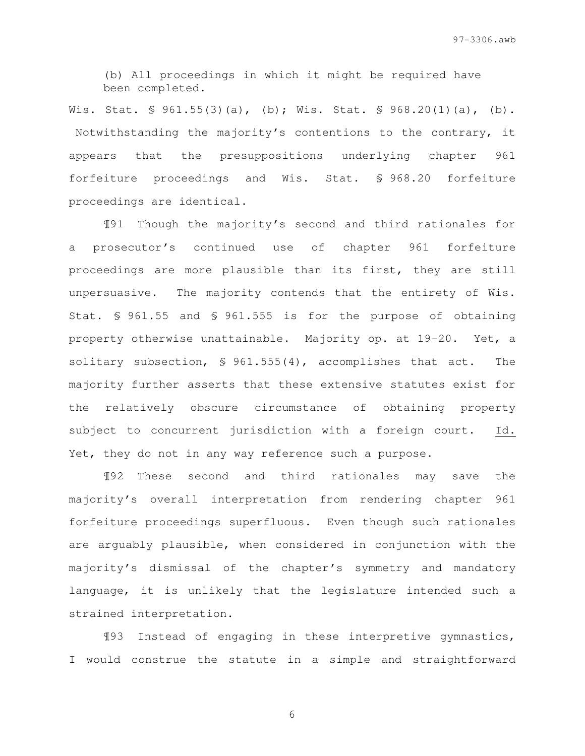(b) All proceedings in which it might be required have been completed.

Wis. Stat. § 961.55(3)(a), (b); Wis. Stat. § 968.20(1)(a), (b). Notwithstanding the majority's contentions to the contrary, it appears that the presuppositions underlying chapter 961 forfeiture proceedings and Wis. Stat. § 968.20 forfeiture proceedings are identical.

¶91 Though the majority's second and third rationales for a prosecutor's continued use of chapter 961 forfeiture proceedings are more plausible than its first, they are still unpersuasive. The majority contends that the entirety of Wis. Stat. § 961.55 and § 961.555 is for the purpose of obtaining property otherwise unattainable. Majority op. at 19-20. Yet, a solitary subsection, § 961.555(4), accomplishes that act. The majority further asserts that these extensive statutes exist for the relatively obscure circumstance of obtaining property subject to concurrent jurisdiction with a foreign court. Id. Yet, they do not in any way reference such a purpose.

¶92 These second and third rationales may save the majority's overall interpretation from rendering chapter 961 forfeiture proceedings superfluous. Even though such rationales are arguably plausible, when considered in conjunction with the majority's dismissal of the chapter's symmetry and mandatory language, it is unlikely that the legislature intended such a strained interpretation.

¶93 Instead of engaging in these interpretive gymnastics, I would construe the statute in a simple and straightforward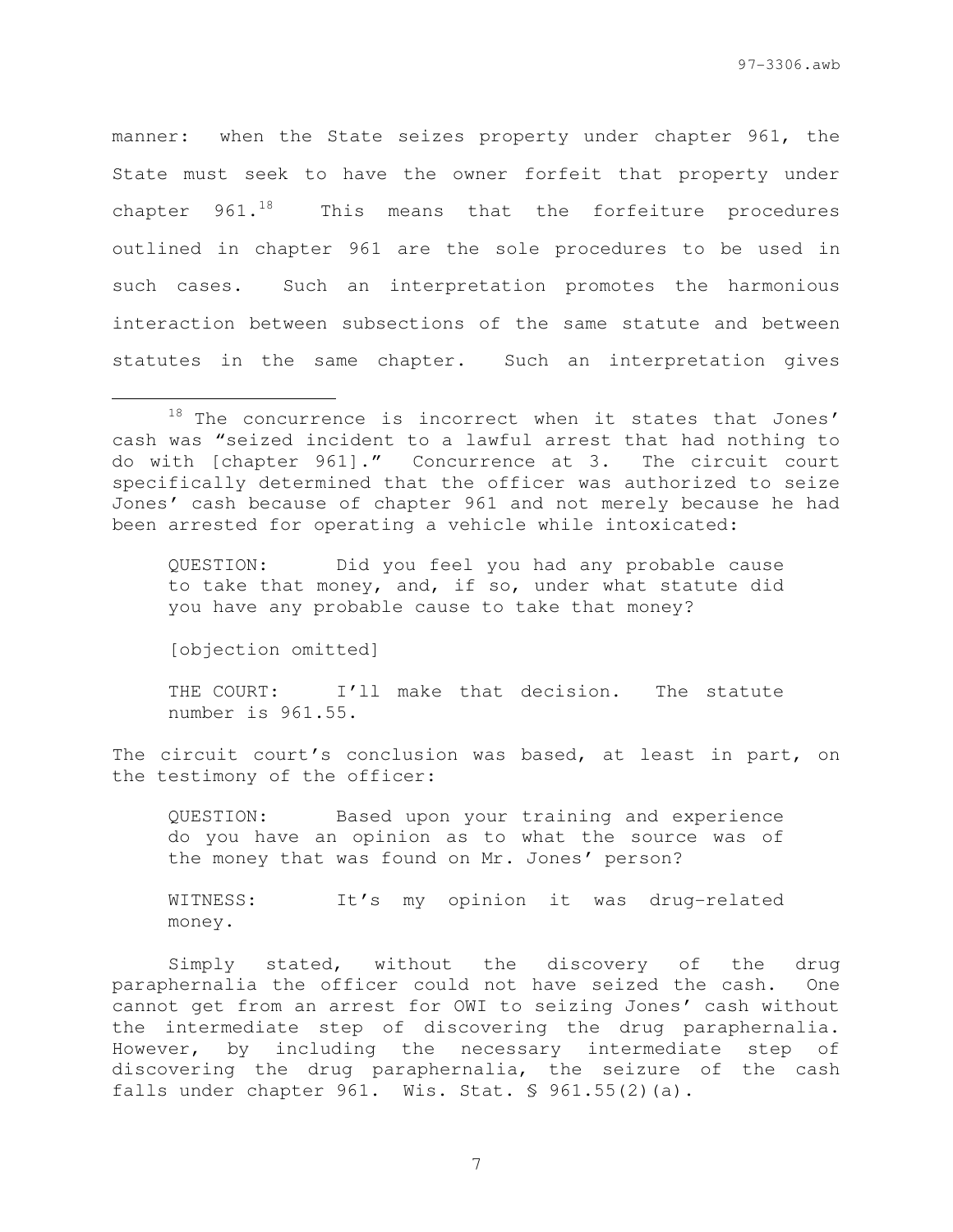manner: when the State seizes property under chapter 961, the State must seek to have the owner forfeit that property under chapter 961.[18] This means that the forfeiture procedures outlined in chapter 961 are the sole procedures to be used in such cases. Such an interpretation promotes the harmonious interaction between subsections of the same statute and between statutes in the same chapter. Such an interpretation gives

---

[18] The concurrence is incorrect when it states that Jones' cash was "seized incident to a lawful arrest that had nothing to do with [chapter 961]." Concurrence at 3. The circuit court specifically determined that the officer was authorized to seize Jones' cash because of chapter 961 and not merely because he had been arrested for operating a vehicle while intoxicated:

> QUESTION: Did you feel you had any probable cause to take that money, and, if so, under what statute did you have any probable cause to take that money?
>
> [objection omitted]
>
> THE COURT: I'll make that decision. The statute number is 961.55.

The circuit court's conclusion was based, at least in part, on the testimony of the officer:

> QUESTION: Based upon your training and experience do you have an opinion as to what the source was of the money that was found on Mr. Jones' person?
>
> WITNESS: It's my opinion it was drug-related money.

Simply stated, without the discovery of the drug paraphernalia the officer could not have seized the cash. One cannot get from an arrest for OWI to seizing Jones' cash without the intermediate step of discovering the drug paraphernalia. However, by including the necessary intermediate step of discovering the drug paraphernalia, the seizure of the cash falls under chapter 961. Wis. Stat. § 961.55(2)(a).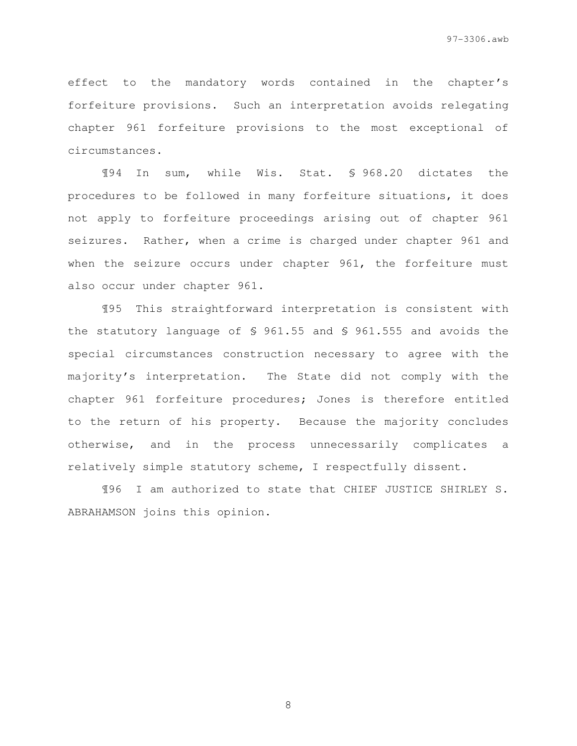effect to the mandatory words contained in the chapter's forfeiture provisions. Such an interpretation avoids relegating chapter 961 forfeiture provisions to the most exceptional of circumstances.

¶94 In sum, while Wis. Stat. § 968.20 dictates the procedures to be followed in many forfeiture situations, it does not apply to forfeiture proceedings arising out of chapter 961 seizures. Rather, when a crime is charged under chapter 961 and when the seizure occurs under chapter 961, the forfeiture must also occur under chapter 961.

¶95 This straightforward interpretation is consistent with the statutory language of § 961.55 and § 961.555 and avoids the special circumstances construction necessary to agree with the majority's interpretation. The State did not comply with the chapter 961 forfeiture procedures; Jones is therefore entitled to the return of his property. Because the majority concludes otherwise, and in the process unnecessarily complicates a relatively simple statutory scheme, I respectfully dissent.

¶96 I am authorized to state that CHIEF JUSTICE SHIRLEY S. ABRAHAMSON joins this opinion.